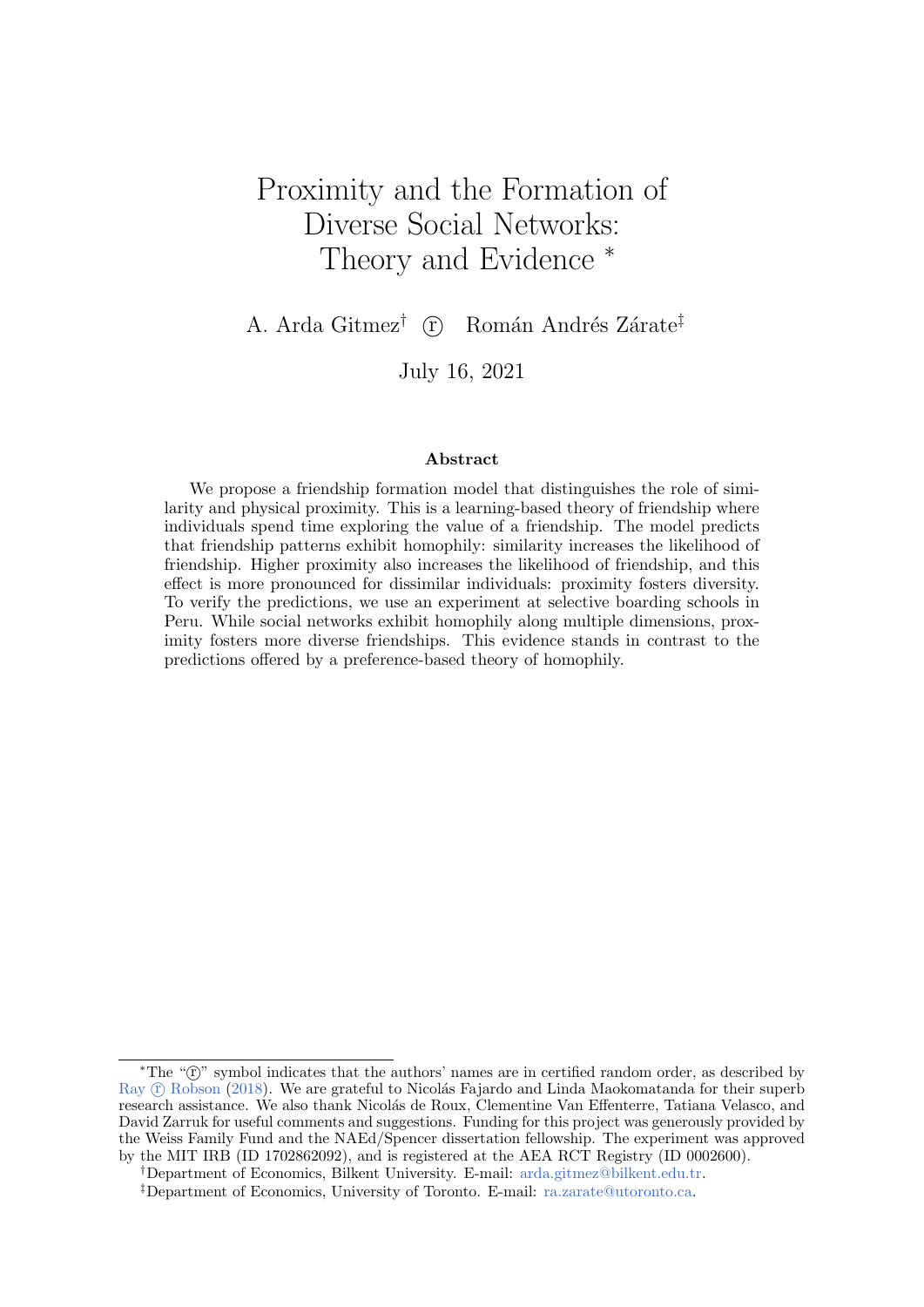# Proximity and the Formation of Diverse Social Networks: Theory and Evidence [*]

A. Arda Gitmez[†] ⓡ Román Andrés Zárate[‡]

July 16, 2021

### Abstract

We propose a friendship formation model that distinguishes the role of similarity and physical proximity. This is a learning-based theory of friendship where individuals spend time exploring the value of a friendship. The model predicts that friendship patterns exhibit homophily: similarity increases the likelihood of friendship. Higher proximity also increases the likelihood of friendship, and this effect is more pronounced for dissimilar individuals: proximity fosters diversity. To verify the predictions, we use an experiment at selective boarding schools in Peru. While social networks exhibit homophily along multiple dimensions, proximity fosters more diverse friendships. This evidence stands in contrast to the predictions offered by a preference-based theory of homophily.

---

[*] The "ⓡ" symbol indicates that the authors' names are in certified random order, as described by Ray ⓡ Robson (2018). We are grateful to Nicolás Fajardo and Linda Maokomatanda for their superb research assistance. We also thank Nicolás de Roux, Clementine Van Effenterre, Tatiana Velasco, and David Zarruk for useful comments and suggestions. Funding for this project was generously provided by the Weiss Family Fund and the NAEd/Spencer dissertation fellowship. The experiment was approved by the MIT IRB (ID 1702862092), and is registered at the AEA RCT Registry (ID 0002600).

[†] Department of Economics, Bilkent University. E-mail: arda.gitmez@bilkent.edu.tr.

[‡] Department of Economics, University of Toronto. E-mail: ra.zarate@utoronto.ca.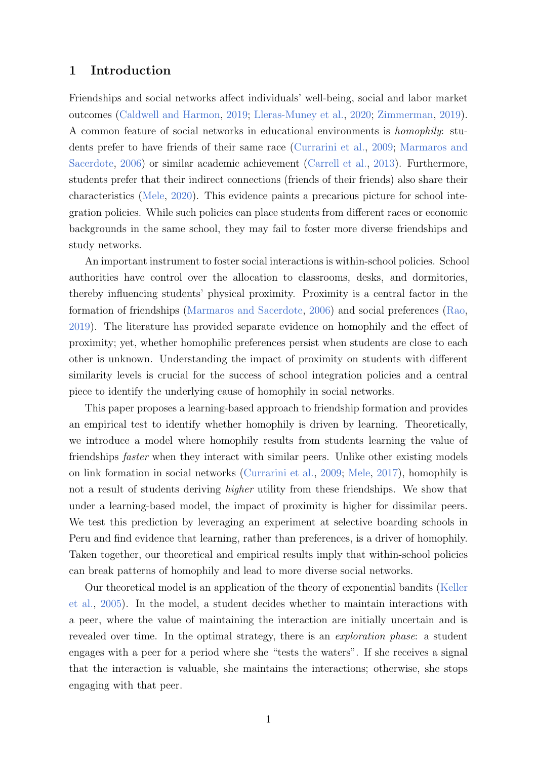## 1 Introduction

Friendships and social networks affect individuals' well-being, social and labor market outcomes (Caldwell and Harmon, 2019; Lleras-Muney et al., 2020; Zimmerman, 2019). A common feature of social networks in educational environments is *homophily*: students prefer to have friends of their same race (Currarini et al., 2009; Marmaros and Sacerdote, 2006) or similar academic achievement (Carrell et al., 2013). Furthermore, students prefer that their indirect connections (friends of their friends) also share their characteristics (Mele, 2020). This evidence paints a precarious picture for school integration policies. While such policies can place students from different races or economic backgrounds in the same school, they may fail to foster more diverse friendships and study networks.

An important instrument to foster social interactions is within-school policies. School authorities have control over the allocation to classrooms, desks, and dormitories, thereby influencing students' physical proximity. Proximity is a central factor in the formation of friendships (Marmaros and Sacerdote, 2006) and social preferences (Rao, 2019). The literature has provided separate evidence on homophily and the effect of proximity; yet, whether homophilic preferences persist when students are close to each other is unknown. Understanding the impact of proximity on students with different similarity levels is crucial for the success of school integration policies and a central piece to identify the underlying cause of homophily in social networks.

This paper proposes a learning-based approach to friendship formation and provides an empirical test to identify whether homophily is driven by learning. Theoretically, we introduce a model where homophily results from students learning the value of friendships *faster* when they interact with similar peers. Unlike other existing models on link formation in social networks (Currarini et al., 2009; Mele, 2017), homophily is not a result of students deriving *higher* utility from these friendships. We show that under a learning-based model, the impact of proximity is higher for dissimilar peers. We test this prediction by leveraging an experiment at selective boarding schools in Peru and find evidence that learning, rather than preferences, is a driver of homophily. Taken together, our theoretical and empirical results imply that within-school policies can break patterns of homophily and lead to more diverse social networks.

Our theoretical model is an application of the theory of exponential bandits (Keller et al., 2005). In the model, a student decides whether to maintain interactions with a peer, where the value of maintaining the interaction are initially uncertain and is revealed over time. In the optimal strategy, there is an *exploration phase*: a student engages with a peer for a period where she "tests the waters". If she receives a signal that the interaction is valuable, she maintains the interactions; otherwise, she stops engaging with that peer.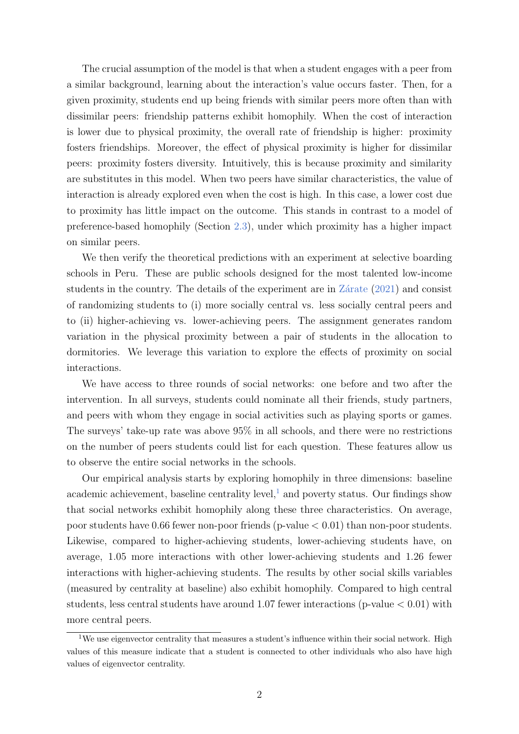The crucial assumption of the model is that when a student engages with a peer from a similar background, learning about the interaction's value occurs faster. Then, for a given proximity, students end up being friends with similar peers more often than with dissimilar peers: friendship patterns exhibit homophily. When the cost of interaction is lower due to physical proximity, the overall rate of friendship is higher: proximity fosters friendships. Moreover, the effect of physical proximity is higher for dissimilar peers: proximity fosters diversity. Intuitively, this is because proximity and similarity are substitutes in this model. When two peers have similar characteristics, the value of interaction is already explored even when the cost is high. In this case, a lower cost due to proximity has little impact on the outcome. This stands in contrast to a model of preference-based homophily (Section 2.3), under which proximity has a higher impact on similar peers.

We then verify the theoretical predictions with an experiment at selective boarding schools in Peru. These are public schools designed for the most talented low-income students in the country. The details of the experiment are in Zárate (2021) and consist of randomizing students to (i) more socially central vs. less socially central peers and to (ii) higher-achieving vs. lower-achieving peers. The assignment generates random variation in the physical proximity between a pair of students in the allocation to dormitories. We leverage this variation to explore the effects of proximity on social interactions.

We have access to three rounds of social networks: one before and two after the intervention. In all surveys, students could nominate all their friends, study partners, and peers with whom they engage in social activities such as playing sports or games. The surveys' take-up rate was above 95% in all schools, and there were no restrictions on the number of peers students could list for each question. These features allow us to observe the entire social networks in the schools.

Our empirical analysis starts by exploring homophily in three dimensions: baseline academic achievement, baseline centrality level,[1] and poverty status. Our findings show that social networks exhibit homophily along these three characteristics. On average, poor students have 0.66 fewer non-poor friends (p-value $< 0.01$) than non-poor students. Likewise, compared to higher-achieving students, lower-achieving students have, on average, 1.05 more interactions with other lower-achieving students and 1.26 fewer interactions with higher-achieving students. The results by other social skills variables (measured by centrality at baseline) also exhibit homophily. Compared to high central students, less central students have around 1.07 fewer interactions (p-value $< 0.01$) with more central peers.

[1] We use eigenvector centrality that measures a student's influence within their social network. High values of this measure indicate that a student is connected to other individuals who also have high values of eigenvector centrality.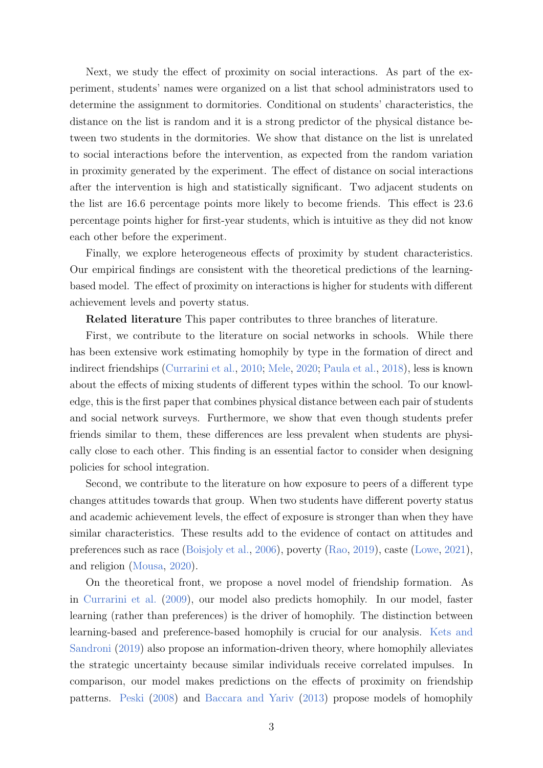Next, we study the effect of proximity on social interactions. As part of the experiment, students' names were organized on a list that school administrators used to determine the assignment to dormitories. Conditional on students' characteristics, the distance on the list is random and it is a strong predictor of the physical distance between two students in the dormitories. We show that distance on the list is unrelated to social interactions before the intervention, as expected from the random variation in proximity generated by the experiment. The effect of distance on social interactions after the intervention is high and statistically significant. Two adjacent students on the list are 16.6 percentage points more likely to become friends. This effect is 23.6 percentage points higher for first-year students, which is intuitive as they did not know each other before the experiment.

Finally, we explore heterogeneous effects of proximity by student characteristics. Our empirical findings are consistent with the theoretical predictions of the learning-based model. The effect of proximity on interactions is higher for students with different achievement levels and poverty status.

**Related literature** This paper contributes to three branches of literature.

First, we contribute to the literature on social networks in schools. While there has been extensive work estimating homophily by type in the formation of direct and indirect friendships (Currarini et al., 2010; Mele, 2020; Paula et al., 2018), less is known about the effects of mixing students of different types within the school. To our knowledge, this is the first paper that combines physical distance between each pair of students and social network surveys. Furthermore, we show that even though students prefer friends similar to them, these differences are less prevalent when students are physically close to each other. This finding is an essential factor to consider when designing policies for school integration.

Second, we contribute to the literature on how exposure to peers of a different type changes attitudes towards that group. When two students have different poverty status and academic achievement levels, the effect of exposure is stronger than when they have similar characteristics. These results add to the evidence of contact on attitudes and preferences such as race (Boisjoly et al., 2006), poverty (Rao, 2019), caste (Lowe, 2021), and religion (Mousa, 2020).

On the theoretical front, we propose a novel model of friendship formation. As in Currarini et al. (2009), our model also predicts homophily. In our model, faster learning (rather than preferences) is the driver of homophily. The distinction between learning-based and preference-based homophily is crucial for our analysis. Kets and Sandroni (2019) also propose an information-driven theory, where homophily alleviates the strategic uncertainty because similar individuals receive correlated impulses. In comparison, our model makes predictions on the effects of proximity on friendship patterns. Peski (2008) and Baccara and Yariv (2013) propose models of homophily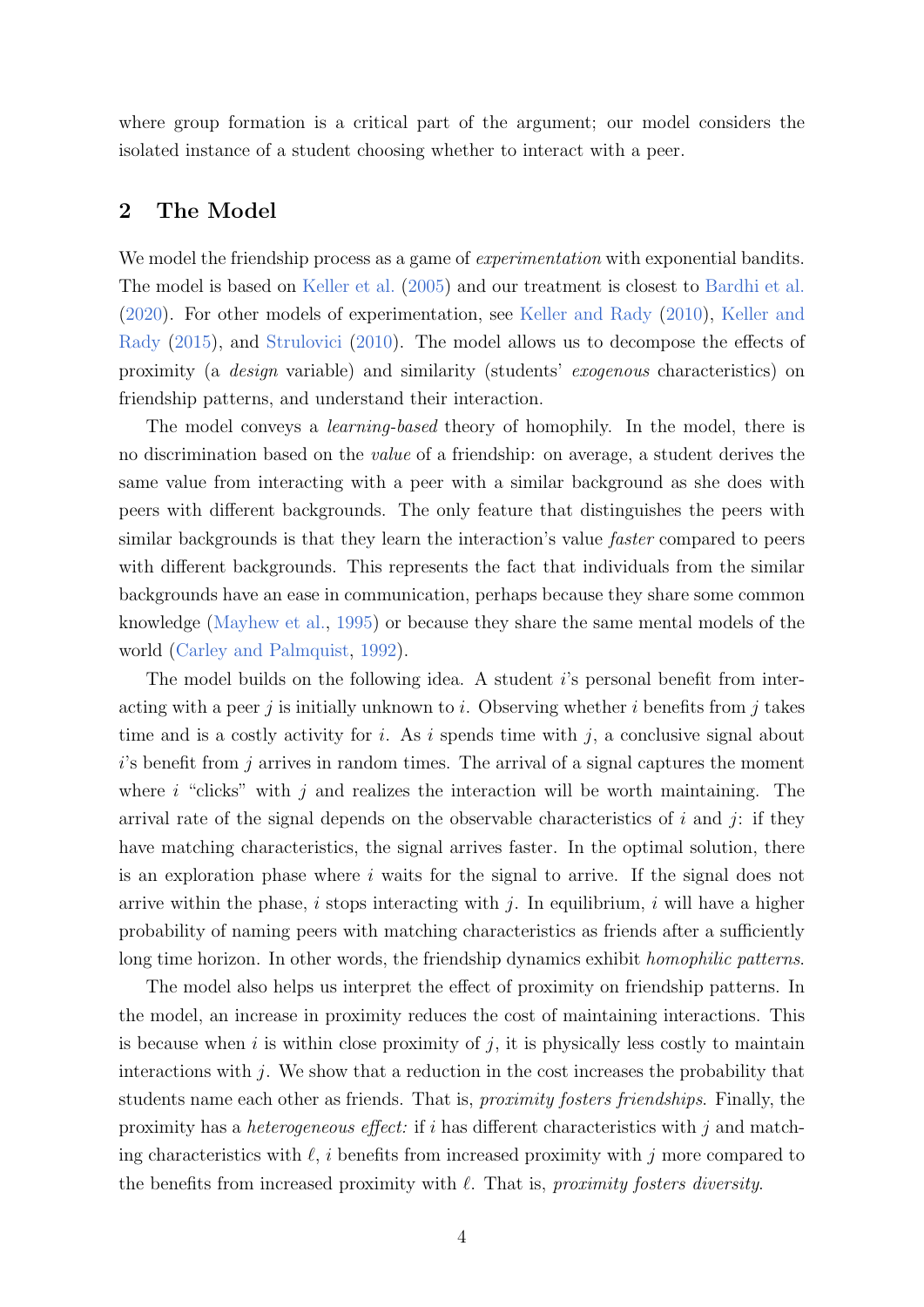where group formation is a critical part of the argument; our model considers the isolated instance of a student choosing whether to interact with a peer.

## 2 The Model

We model the friendship process as a game of *experimentation* with exponential bandits. The model is based on Keller et al. (2005) and our treatment is closest to Bardhi et al. (2020). For other models of experimentation, see Keller and Rady (2010), Keller and Rady (2015), and Strulovici (2010). The model allows us to decompose the effects of proximity (a *design* variable) and similarity (students' *exogenous* characteristics) on friendship patterns, and understand their interaction.

The model conveys a *learning-based* theory of homophily. In the model, there is no discrimination based on the *value* of a friendship: on average, a student derives the same value from interacting with a peer with a similar background as she does with peers with different backgrounds. The only feature that distinguishes the peers with similar backgrounds is that they learn the interaction's value *faster* compared to peers with different backgrounds. This represents the fact that individuals from the similar backgrounds have an ease in communication, perhaps because they share some common knowledge (Mayhew et al., 1995) or because they share the same mental models of the world (Carley and Palmquist, 1992).

The model builds on the following idea. A student $i$'s personal benefit from interacting with a peer $j$ is initially unknown to $i$. Observing whether $i$ benefits from $j$ takes time and is a costly activity for $i$. As $i$ spends time with $j$, a conclusive signal about $i$'s benefit from $j$ arrives in random times. The arrival of a signal captures the moment where $i$ "clicks" with $j$ and realizes the interaction will be worth maintaining. The arrival rate of the signal depends on the observable characteristics of $i$ and $j$: if they have matching characteristics, the signal arrives faster. In the optimal solution, there is an exploration phase where $i$ waits for the signal to arrive. If the signal does not arrive within the phase, $i$ stops interacting with $j$. In equilibrium, $i$ will have a higher probability of naming peers with matching characteristics as friends after a sufficiently long time horizon. In other words, the friendship dynamics exhibit *homophilic patterns*.

The model also helps us interpret the effect of proximity on friendship patterns. In the model, an increase in proximity reduces the cost of maintaining interactions. This is because when $i$ is within close proximity of $j$, it is physically less costly to maintain interactions with $j$. We show that a reduction in the cost increases the probability that students name each other as friends. That is, *proximity fosters friendships*. Finally, the proximity has a *heterogeneous effect:* if $i$ has different characteristics with $j$ and matching characteristics with $\ell$, $i$ benefits from increased proximity with $j$ more compared to the benefits from increased proximity with $\ell$. That is, *proximity fosters diversity*.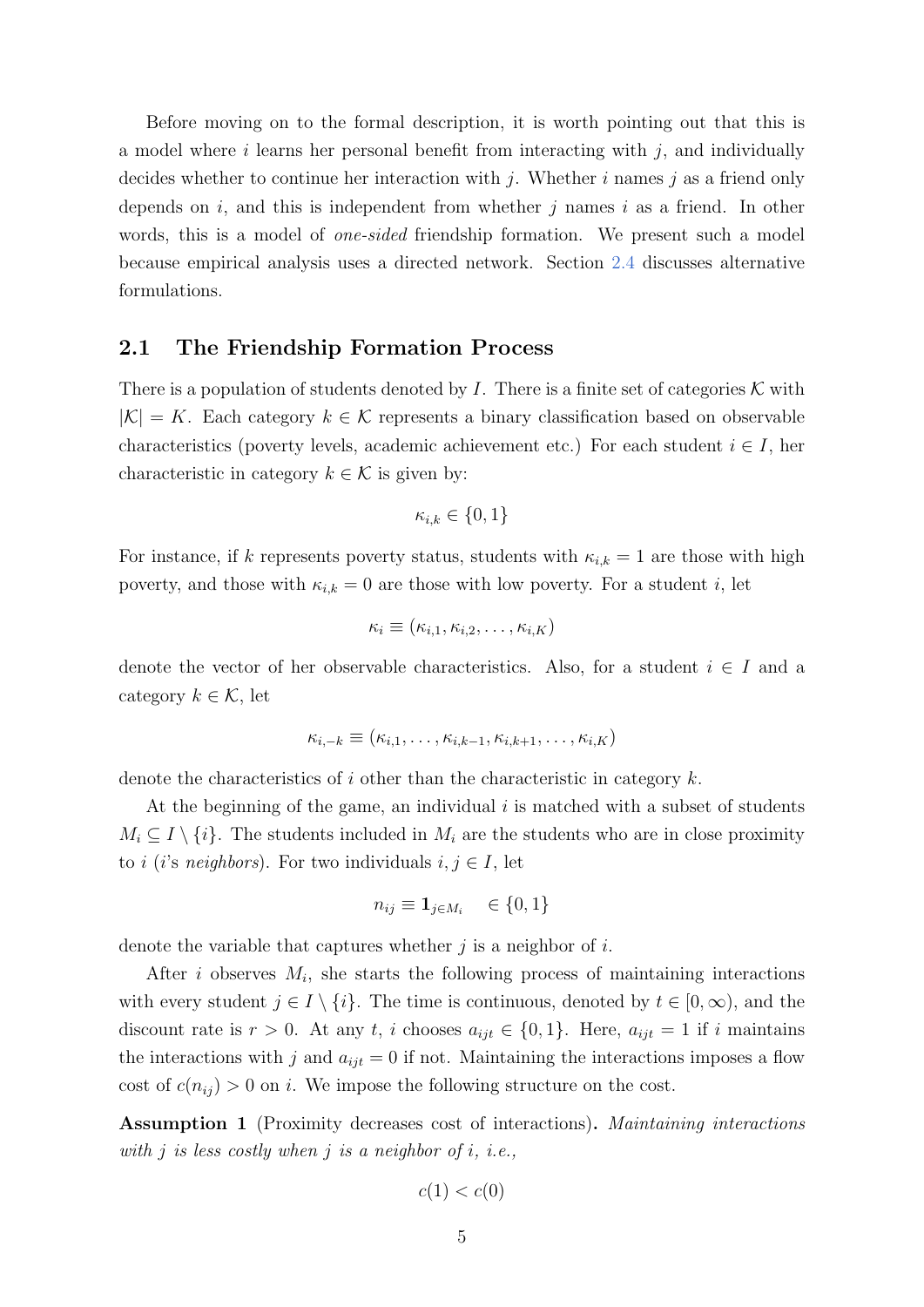Before moving on to the formal description, it is worth pointing out that this is a model where $i$ learns her personal benefit from interacting with $j$, and individually decides whether to continue her interaction with $j$. Whether $i$ names $j$ as a friend only depends on $i$, and this is independent from whether $j$ names $i$ as a friend. In other words, this is a model of *one-sided* friendship formation. We present such a model because empirical analysis uses a directed network. Section 2.4 discusses alternative formulations.

## 2.1 The Friendship Formation Process

There is a population of students denoted by $I$. There is a finite set of categories $\mathcal{K}$ with $|\mathcal{K}| = K$. Each category $k \in \mathcal{K}$ represents a binary classification based on observable characteristics (poverty levels, academic achievement etc.) For each student $i \in I$, her characteristic in category $k \in \mathcal{K}$ is given by:

$$\kappa_{i,k} \in \{0, 1\}$$

For instance, if $k$ represents poverty status, students with $\kappa_{i,k} = 1$ are those with high poverty, and those with $\kappa_{i,k} = 0$ are those with low poverty. For a student $i$, let

$$\kappa_i \equiv (\kappa_{i,1}, \kappa_{i,2}, \ldots, \kappa_{i,K})$$

denote the vector of her observable characteristics. Also, for a student $i \in I$ and a category $k \in \mathcal{K}$, let

$$\kappa_{i,-k} \equiv (\kappa_{i,1}, \ldots, \kappa_{i,k-1}, \kappa_{i,k+1}, \ldots, \kappa_{i,K})$$

denote the characteristics of $i$ other than the characteristic in category $k$.

At the beginning of the game, an individual $i$ is matched with a subset of students $M_i \subseteq I \setminus \{i\}$. The students included in $M_i$ are the students who are in close proximity to $i$ ($i$'s *neighbors*). For two individuals $i, j \in I$, let

$$n_{ij} \equiv \mathbf{1}_{j \in M_i} \quad \in \{0, 1\}$$

denote the variable that captures whether $j$ is a neighbor of $i$.

After $i$ observes $M_i$, she starts the following process of maintaining interactions with every student $j \in I \setminus \{i\}$. The time is continuous, denoted by $t \in [0, \infty)$, and the discount rate is $r > 0$. At any $t$, $i$ chooses $a_{ijt} \in \{0, 1\}$. Here, $a_{ijt} = 1$ if $i$ maintains the interactions with $j$ and $a_{ijt} = 0$ if not. Maintaining the interactions imposes a flow cost of $c(n_{ij}) > 0$ on $i$. We impose the following structure on the cost.

**Assumption 1** (Proximity decreases cost of interactions)**.** *Maintaining interactions with $j$ is less costly when $j$ is a neighbor of $i$, i.e.,*

$$c(1) < c(0)$$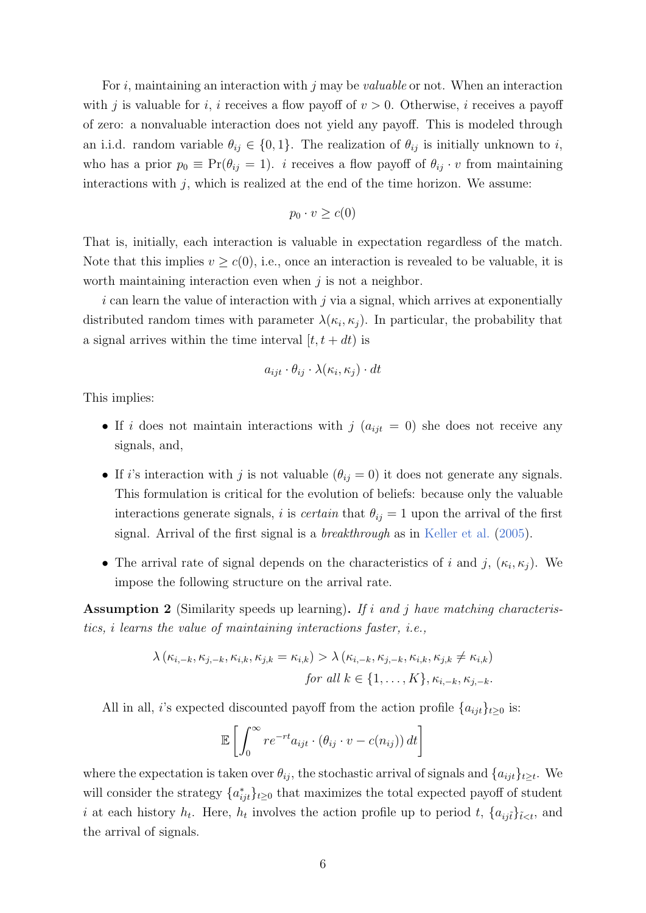For $i$, maintaining an interaction with $j$ may be *valuable* or not. When an interaction with $j$ is valuable for $i$, $i$ receives a flow payoff of $v > 0$. Otherwise, $i$ receives a payoff of zero: a nonvaluable interaction does not yield any payoff. This is modeled through an i.i.d. random variable $\theta_{ij} \in \{0, 1\}$. The realization of $\theta_{ij}$ is initially unknown to $i$, who has a prior $p_0 \equiv \Pr(\theta_{ij} = 1)$. $i$ receives a flow payoff of $\theta_{ij} \cdot v$ from maintaining interactions with $j$, which is realized at the end of the time horizon. We assume:

$$p_0 \cdot v \geq c(0)$$

That is, initially, each interaction is valuable in expectation regardless of the match. Note that this implies $v \geq c(0)$, i.e., once an interaction is revealed to be valuable, it is worth maintaining interaction even when $j$ is not a neighbor.

$i$ can learn the value of interaction with $j$ via a signal, which arrives at exponentially distributed random times with parameter $\lambda(\kappa_i, \kappa_j)$. In particular, the probability that a signal arrives within the time interval $[t, t + dt)$ is

$$a_{ijt} \cdot \theta_{ij} \cdot \lambda(\kappa_i, \kappa_j) \cdot dt$$

This implies:

- If $i$ does not maintain interactions with $j$ ($a_{ijt} = 0$) she does not receive any signals, and,
- If $i$'s interaction with $j$ is not valuable ($\theta_{ij} = 0$) it does not generate any signals. This formulation is critical for the evolution of beliefs: because only the valuable interactions generate signals, $i$ is *certain* that $\theta_{ij} = 1$ upon the arrival of the first signal. Arrival of the first signal is a *breakthrough* as in Keller et al. (2005).
- The arrival rate of signal depends on the characteristics of $i$ and $j$, $(\kappa_i, \kappa_j)$. We impose the following structure on the arrival rate.

**Assumption 2** (Similarity speeds up learning)**.** *If $i$ and $j$ have matching characteristics, $i$ learns the value of maintaining interactions faster, i.e.,*

$$\lambda\left(\kappa_{i,-k}, \kappa_{j,-k}, \kappa_{i,k}, \kappa_{j,k} = \kappa_{i,k}\right) > \lambda\left(\kappa_{i,-k}, \kappa_{j,-k}, \kappa_{i,k}, \kappa_{j,k} \neq \kappa_{i,k}\right)$$
$$\textit{for all } k \in \{1, \ldots, K\}, \kappa_{i,-k}, \kappa_{j,-k}.$$

All in all, $i$'s expected discounted payoff from the action profile $\{a_{ijt}\}_{t \geq 0}$ is:

$$\mathbb{E}\left[\int_0^\infty re^{-rt} a_{ijt} \cdot (\theta_{ij} \cdot v - c(n_{ij}))\, dt\right]$$

where the expectation is taken over $\theta_{ij}$, the stochastic arrival of signals and $\{a_{ijt}\}_{t \geq t}$. We will consider the strategy $\{a^*_{ijt}\}_{t \geq 0}$ that maximizes the total expected payoff of student $i$ at each history $h_t$. Here, $h_t$ involves the action profile up to period $t$, $\{a_{ij\tilde{t}}\}_{\tilde{t}<t}$, and the arrival of signals.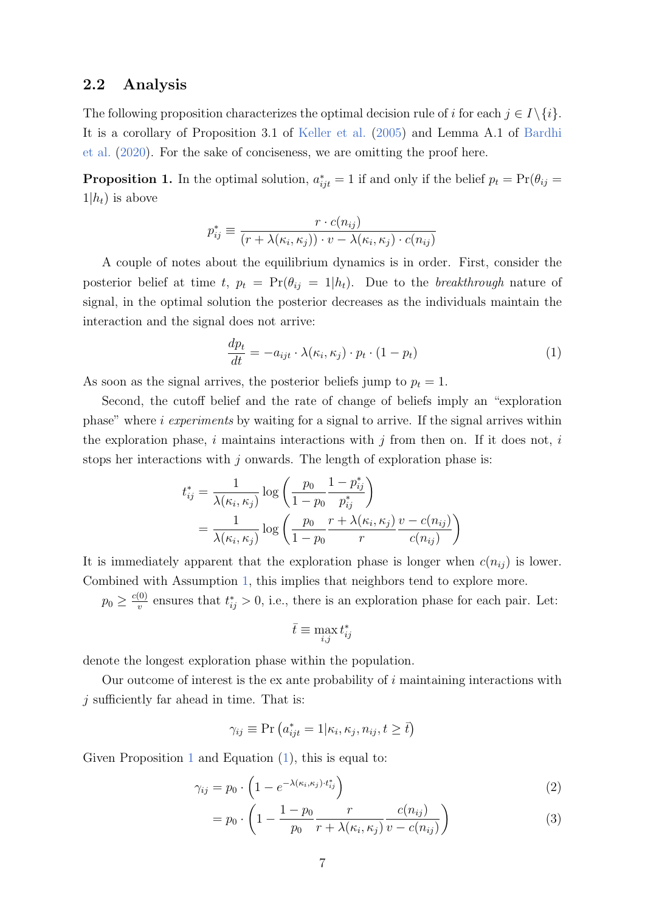## 2.2 Analysis

The following proposition characterizes the optimal decision rule of $i$ for each $j \in I \backslash \{i\}$. It is a corollary of Proposition 3.1 of Keller et al. (2005) and Lemma A.1 of Bardhi et al. (2020). For the sake of conciseness, we are omitting the proof here.

**Proposition 1.** *In the optimal solution,* $a^*_{ijt} = 1$ *if and only if the belief* $p_t = \Pr(\theta_{ij} = 1|h_t)$ *is above*

$$p^*_{ij} \equiv \frac{r \cdot c(n_{ij})}{(r + \lambda(\kappa_i, \kappa_j)) \cdot v - \lambda(\kappa_i, \kappa_j) \cdot c(n_{ij})}$$

A couple of notes about the equilibrium dynamics is in order. First, consider the posterior belief at time $t$, $p_t = \Pr(\theta_{ij} = 1|h_t)$. Due to the *breakthrough* nature of signal, in the optimal solution the posterior decreases as the individuals maintain the interaction and the signal does not arrive:

$$\frac{dp_t}{dt} = -a_{ijt} \cdot \lambda(\kappa_i, \kappa_j) \cdot p_t \cdot (1 - p_t) \tag{1}$$

As soon as the signal arrives, the posterior beliefs jump to $p_t = 1$.

Second, the cutoff belief and the rate of change of beliefs imply an "exploration phase" where $i$ *experiments* by waiting for a signal to arrive. If the signal arrives within the exploration phase, $i$ maintains interactions with $j$ from then on. If it does not, $i$ stops her interactions with $j$ onwards. The length of exploration phase is:

$$\begin{aligned} t^*_{ij} &= \frac{1}{\lambda(\kappa_i, \kappa_j)} \log\left(\frac{p_0}{1 - p_0} \frac{1 - p^*_{ij}}{p^*_{ij}}\right) \\ &= \frac{1}{\lambda(\kappa_i, \kappa_j)} \log\left(\frac{p_0}{1 - p_0} \frac{r + \lambda(\kappa_i, \kappa_j)}{r} \frac{v - c(n_{ij})}{c(n_{ij})}\right) \end{aligned}$$

It is immediately apparent that the exploration phase is longer when $c(n_{ij})$ is lower. Combined with Assumption 1, this implies that neighbors tend to explore more.

$p_0 \geq \frac{c(0)}{v}$ ensures that $t^*_{ij} > 0$, i.e., there is an exploration phase for each pair. Let:

$$\bar{t} \equiv \max_{i,j} t^*_{ij}$$

denote the longest exploration phase within the population.

Our outcome of interest is the ex ante probability of $i$ maintaining interactions with $j$ sufficiently far ahead in time. That is:

$$\gamma_{ij} \equiv \Pr\left(a^*_{ijt} = 1 | \kappa_i, \kappa_j, n_{ij}, t \geq \bar{t}\right)$$

Given Proposition 1 and Equation (1), this is equal to:

$$\gamma_{ij} = p_0 \cdot \left(1 - e^{-\lambda(\kappa_i, \kappa_j) \cdot t^*_{ij}}\right) \tag{2}$$

$$= p_0 \cdot \left(1 - \frac{1 - p_0}{p_0} \frac{r}{r + \lambda(\kappa_i, \kappa_j)} \frac{c(n_{ij})}{v - c(n_{ij})}\right) \tag{3}$$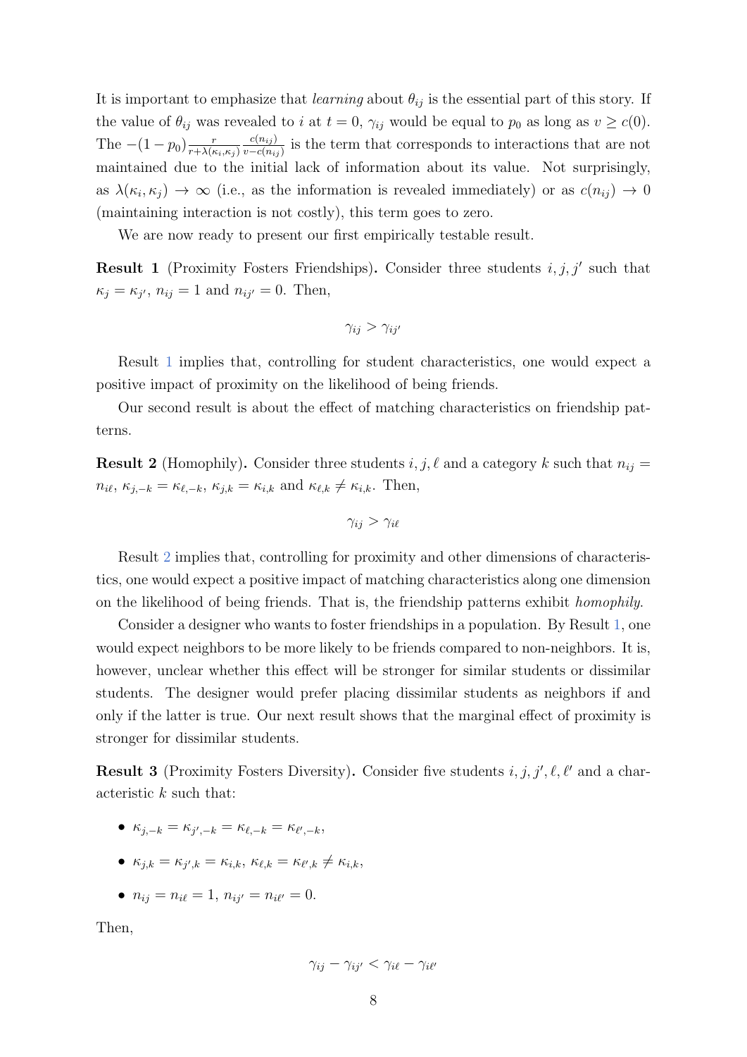It is important to emphasize that *learning* about $\theta_{ij}$ is the essential part of this story. If the value of $\theta_{ij}$ was revealed to $i$ at $t = 0$, $\gamma_{ij}$ would be equal to $p_0$ as long as $v \geq c(0)$. The $-(1-p_0)\frac{r}{r+\lambda(\kappa_i,\kappa_j)}\frac{c(n_{ij})}{v-c(n_{ij})}$ is the term that corresponds to interactions that are not maintained due to the initial lack of information about its value. Not surprisingly, as $\lambda(\kappa_i, \kappa_j) \to \infty$ (i.e., as the information is revealed immediately) or as $c(n_{ij}) \to 0$ (maintaining interaction is not costly), this term goes to zero.

We are now ready to present our first empirically testable result.

**Result 1** (Proximity Fosters Friendships)**.** Consider three students $i, j, j'$ such that $\kappa_j = \kappa_{j'}$, $n_{ij} = 1$ and $n_{ij'} = 0$. Then,

$$\gamma_{ij} > \gamma_{ij'}$$

Result 1 implies that, controlling for student characteristics, one would expect a positive impact of proximity on the likelihood of being friends.

Our second result is about the effect of matching characteristics on friendship patterns.

**Result 2** (Homophily)**.** Consider three students $i, j, \ell$ and a category $k$ such that $n_{ij} = n_{i\ell}$, $\kappa_{j,-k} = \kappa_{\ell,-k}$, $\kappa_{j,k} = \kappa_{i,k}$ and $\kappa_{\ell,k} \neq \kappa_{i,k}$. Then,

$$\gamma_{ij} > \gamma_{i\ell}$$

Result 2 implies that, controlling for proximity and other dimensions of characteristics, one would expect a positive impact of matching characteristics along one dimension on the likelihood of being friends. That is, the friendship patterns exhibit *homophily*.

Consider a designer who wants to foster friendships in a population. By Result 1, one would expect neighbors to be more likely to be friends compared to non-neighbors. It is, however, unclear whether this effect will be stronger for similar students or dissimilar students. The designer would prefer placing dissimilar students as neighbors if and only if the latter is true. Our next result shows that the marginal effect of proximity is stronger for dissimilar students.

**Result 3** (Proximity Fosters Diversity)**.** Consider five students $i, j, j', \ell, \ell'$ and a characteristic $k$ such that:

- $\kappa_{j,-k} = \kappa_{j',-k} = \kappa_{\ell,-k} = \kappa_{\ell',-k}$,
- $\kappa_{j,k} = \kappa_{j',k} = \kappa_{i,k}$, $\kappa_{\ell,k} = \kappa_{\ell',k} \neq \kappa_{i,k}$,
- $n_{ij} = n_{i\ell} = 1$, $n_{ij'} = n_{i\ell'} = 0$.

Then,

$$\gamma_{ij} - \gamma_{ij'} < \gamma_{i\ell} - \gamma_{i\ell'}$$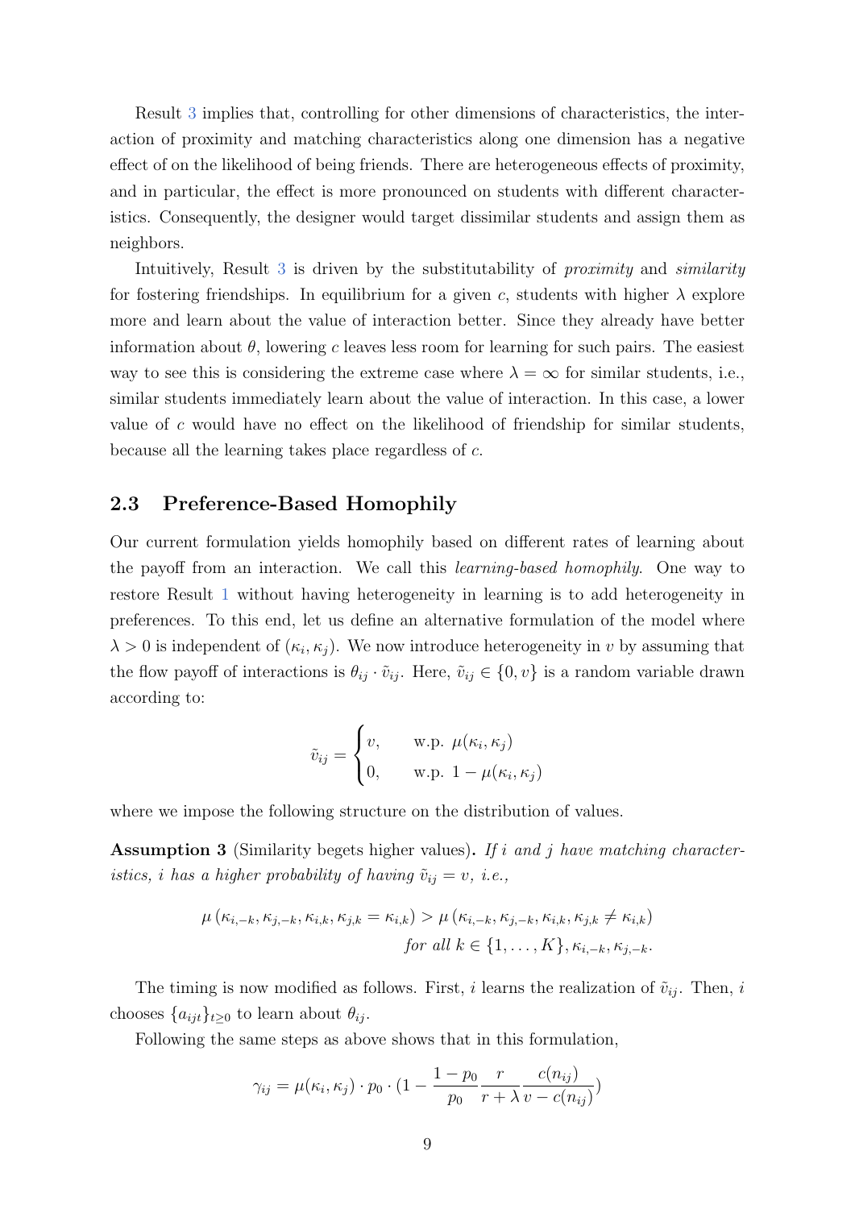Result 3 implies that, controlling for other dimensions of characteristics, the interaction of proximity and matching characteristics along one dimension has a negative effect of on the likelihood of being friends. There are heterogeneous effects of proximity, and in particular, the effect is more pronounced on students with different characteristics. Consequently, the designer would target dissimilar students and assign them as neighbors.

Intuitively, Result 3 is driven by the substitutability of *proximity* and *similarity* for fostering friendships. In equilibrium for a given $c$, students with higher $\lambda$ explore more and learn about the value of interaction better. Since they already have better information about $\theta$, lowering $c$ leaves less room for learning for such pairs. The easiest way to see this is considering the extreme case where $\lambda = \infty$ for similar students, i.e., similar students immediately learn about the value of interaction. In this case, a lower value of $c$ would have no effect on the likelihood of friendship for similar students, because all the learning takes place regardless of $c$.

## 2.3 Preference-Based Homophily

Our current formulation yields homophily based on different rates of learning about the payoff from an interaction. We call this *learning-based homophily*. One way to restore Result 1 without having heterogeneity in learning is to add heterogeneity in preferences. To this end, let us define an alternative formulation of the model where $\lambda > 0$ is independent of $(\kappa_i, \kappa_j)$. We now introduce heterogeneity in $v$ by assuming that the flow payoff of interactions is $\theta_{ij} \cdot \tilde{v}_{ij}$. Here, $\tilde{v}_{ij} \in \{0, v\}$ is a random variable drawn according to:

$$\tilde{v}_{ij} = \begin{cases} v, & \text{w.p. } \mu(\kappa_i, \kappa_j) \\ 0, & \text{w.p. } 1 - \mu(\kappa_i, \kappa_j) \end{cases}$$

where we impose the following structure on the distribution of values.

**Assumption 3** (Similarity begets higher values)**.** *If $i$ and $j$ have matching characteristics, $i$ has a higher probability of having $\tilde{v}_{ij} = v$, i.e.,*

$$\mu\left(\kappa_{i,-k}, \kappa_{j,-k}, \kappa_{i,k}, \kappa_{j,k} = \kappa_{i,k}\right) > \mu\left(\kappa_{i,-k}, \kappa_{j,-k}, \kappa_{i,k}, \kappa_{j,k} \neq \kappa_{i,k}\right)$$
$$\textit{for all } k \in \{1, \ldots, K\}, \kappa_{i,-k}, \kappa_{j,-k}.$$

The timing is now modified as follows. First, $i$ learns the realization of $\tilde{v}_{ij}$. Then, $i$ chooses $\{a_{ijt}\}_{t\geq 0}$ to learn about $\theta_{ij}$.

Following the same steps as above shows that in this formulation,

$$\gamma_{ij} = \mu(\kappa_i, \kappa_j) \cdot p_0 \cdot \left(1 - \frac{1-p_0}{p_0} \frac{r}{r+\lambda} \frac{c(n_{ij})}{v - c(n_{ij})}\right)$$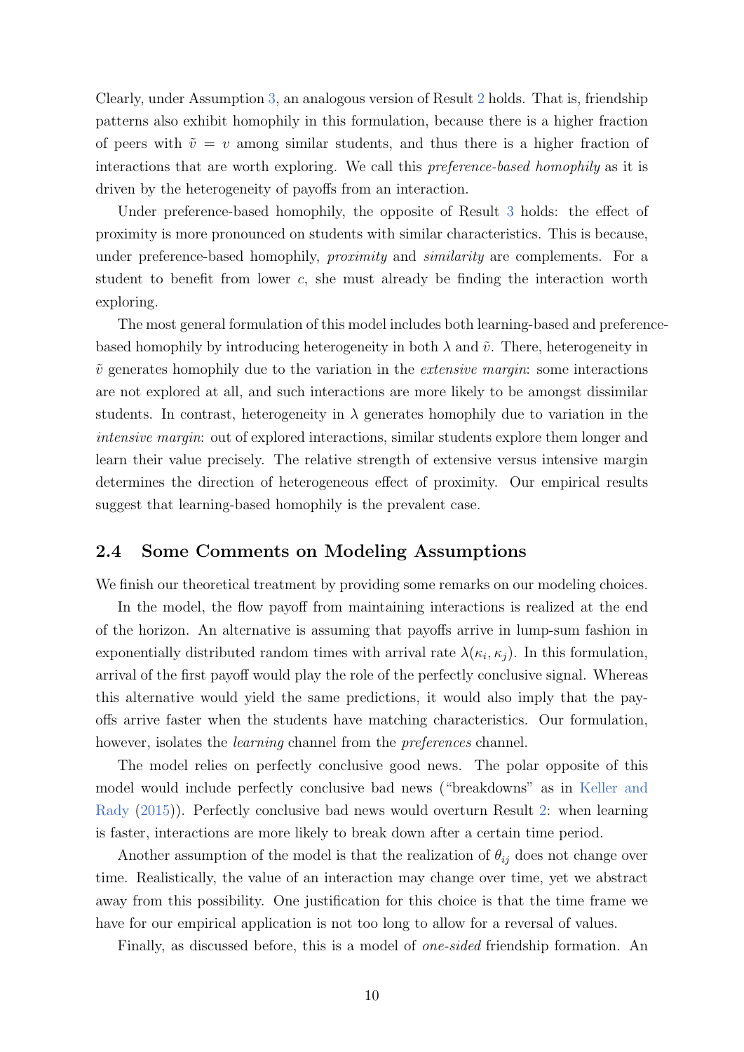Clearly, under Assumption 3, an analogous version of Result 2 holds. That is, friendship patterns also exhibit homophily in this formulation, because there is a higher fraction of peers with $\tilde{v} = v$ among similar students, and thus there is a higher fraction of interactions that are worth exploring. We call this *preference-based homophily* as it is driven by the heterogeneity of payoffs from an interaction.

Under preference-based homophily, the opposite of Result 3 holds: the effect of proximity is more pronounced on students with similar characteristics. This is because, under preference-based homophily, *proximity* and *similarity* are complements. For a student to benefit from lower $c$, she must already be finding the interaction worth exploring.

The most general formulation of this model includes both learning-based and preference-based homophily by introducing heterogeneity in both $\lambda$ and $\tilde{v}$. There, heterogeneity in $\tilde{v}$ generates homophily due to the variation in the *extensive margin*: some interactions are not explored at all, and such interactions are more likely to be amongst dissimilar students. In contrast, heterogeneity in $\lambda$ generates homophily due to variation in the *intensive margin*: out of explored interactions, similar students explore them longer and learn their value precisely. The relative strength of extensive versus intensive margin determines the direction of heterogeneous effect of proximity. Our empirical results suggest that learning-based homophily is the prevalent case.

## 2.4 Some Comments on Modeling Assumptions

We finish our theoretical treatment by providing some remarks on our modeling choices.

In the model, the flow payoff from maintaining interactions is realized at the end of the horizon. An alternative is assuming that payoffs arrive in lump-sum fashion in exponentially distributed random times with arrival rate $\lambda(\kappa_i, \kappa_j)$. In this formulation, arrival of the first payoff would play the role of the perfectly conclusive signal. Whereas this alternative would yield the same predictions, it would also imply that the payoffs arrive faster when the students have matching characteristics. Our formulation, however, isolates the *learning* channel from the *preferences* channel.

The model relies on perfectly conclusive good news. The polar opposite of this model would include perfectly conclusive bad news ("breakdowns" as in Keller and Rady (2015)). Perfectly conclusive bad news would overturn Result 2: when learning is faster, interactions are more likely to break down after a certain time period.

Another assumption of the model is that the realization of $\theta_{ij}$ does not change over time. Realistically, the value of an interaction may change over time, yet we abstract away from this possibility. One justification for this choice is that the time frame we have for our empirical application is not too long to allow for a reversal of values.

Finally, as discussed before, this is a model of *one-sided* friendship formation. An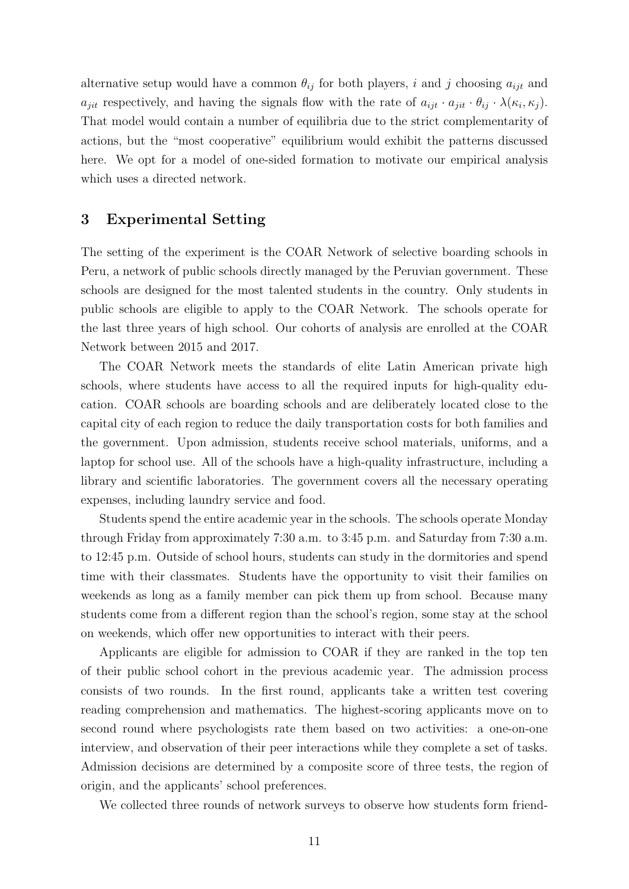alternative setup would have a common $\theta_{ij}$ for both players, $i$ and $j$ choosing $a_{ijt}$ and $a_{jit}$ respectively, and having the signals flow with the rate of $a_{ijt} \cdot a_{jit} \cdot \theta_{ij} \cdot \lambda(\kappa_i, \kappa_j)$. That model would contain a number of equilibria due to the strict complementarity of actions, but the "most cooperative" equilibrium would exhibit the patterns discussed here. We opt for a model of one-sided formation to motivate our empirical analysis which uses a directed network.

## 3 Experimental Setting

The setting of the experiment is the COAR Network of selective boarding schools in Peru, a network of public schools directly managed by the Peruvian government. These schools are designed for the most talented students in the country. Only students in public schools are eligible to apply to the COAR Network. The schools operate for the last three years of high school. Our cohorts of analysis are enrolled at the COAR Network between 2015 and 2017.

The COAR Network meets the standards of elite Latin American private high schools, where students have access to all the required inputs for high-quality education. COAR schools are boarding schools and are deliberately located close to the capital city of each region to reduce the daily transportation costs for both families and the government. Upon admission, students receive school materials, uniforms, and a laptop for school use. All of the schools have a high-quality infrastructure, including a library and scientific laboratories. The government covers all the necessary operating expenses, including laundry service and food.

Students spend the entire academic year in the schools. The schools operate Monday through Friday from approximately 7:30 a.m. to 3:45 p.m. and Saturday from 7:30 a.m. to 12:45 p.m. Outside of school hours, students can study in the dormitories and spend time with their classmates. Students have the opportunity to visit their families on weekends as long as a family member can pick them up from school. Because many students come from a different region than the school's region, some stay at the school on weekends, which offer new opportunities to interact with their peers.

Applicants are eligible for admission to COAR if they are ranked in the top ten of their public school cohort in the previous academic year. The admission process consists of two rounds. In the first round, applicants take a written test covering reading comprehension and mathematics. The highest-scoring applicants move on to second round where psychologists rate them based on two activities: a one-on-one interview, and observation of their peer interactions while they complete a set of tasks. Admission decisions are determined by a composite score of three tests, the region of origin, and the applicants' school preferences.

We collected three rounds of network surveys to observe how students form friend-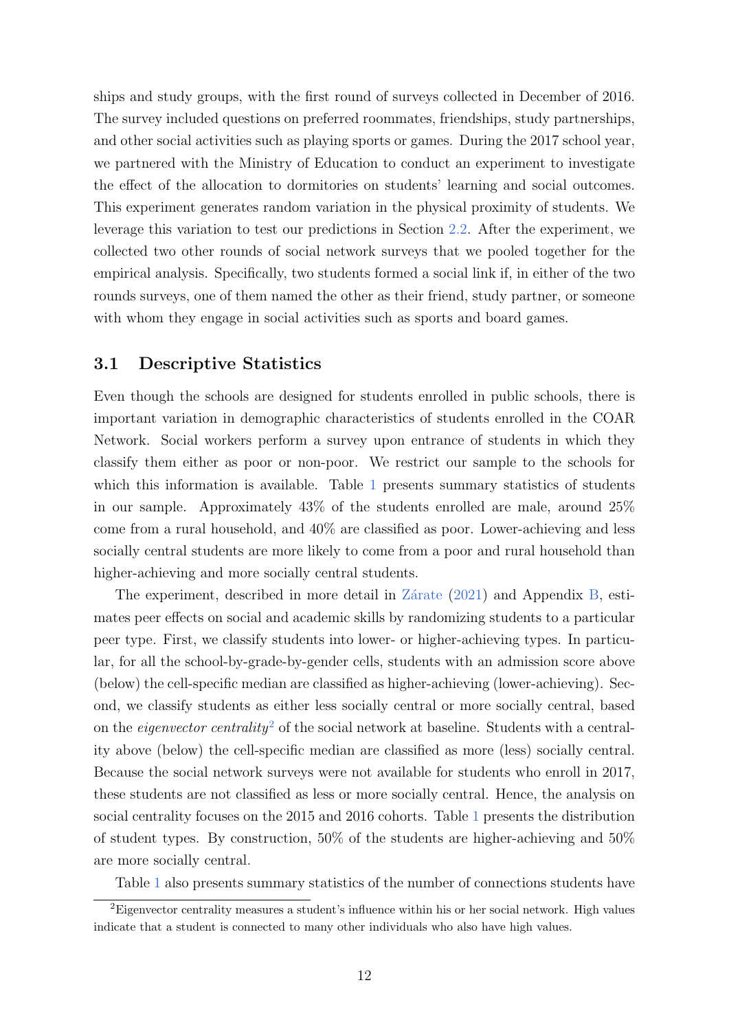ships and study groups, with the first round of surveys collected in December of 2016. The survey included questions on preferred roommates, friendships, study partnerships, and other social activities such as playing sports or games. During the 2017 school year, we partnered with the Ministry of Education to conduct an experiment to investigate the effect of the allocation to dormitories on students' learning and social outcomes. This experiment generates random variation in the physical proximity of students. We leverage this variation to test our predictions in Section 2.2. After the experiment, we collected two other rounds of social network surveys that we pooled together for the empirical analysis. Specifically, two students formed a social link if, in either of the two rounds surveys, one of them named the other as their friend, study partner, or someone with whom they engage in social activities such as sports and board games.

## 3.1 Descriptive Statistics

Even though the schools are designed for students enrolled in public schools, there is important variation in demographic characteristics of students enrolled in the COAR Network. Social workers perform a survey upon entrance of students in which they classify them either as poor or non-poor. We restrict our sample to the schools for which this information is available. Table 1 presents summary statistics of students in our sample. Approximately 43% of the students enrolled are male, around 25% come from a rural household, and 40% are classified as poor. Lower-achieving and less socially central students are more likely to come from a poor and rural household than higher-achieving and more socially central students.

The experiment, described in more detail in Zárate (2021) and Appendix B, estimates peer effects on social and academic skills by randomizing students to a particular peer type. First, we classify students into lower- or higher-achieving types. In particular, for all the school-by-grade-by-gender cells, students with an admission score above (below) the cell-specific median are classified as higher-achieving (lower-achieving). Second, we classify students as either less socially central or more socially central, based on the *eigenvector centrality*[2] of the social network at baseline. Students with a centrality above (below) the cell-specific median are classified as more (less) socially central. Because the social network surveys were not available for students who enroll in 2017, these students are not classified as less or more socially central. Hence, the analysis on social centrality focuses on the 2015 and 2016 cohorts. Table 1 presents the distribution of student types. By construction, 50% of the students are higher-achieving and 50% are more socially central.

Table 1 also presents summary statistics of the number of connections students have

[2] Eigenvector centrality measures a student's influence within his or her social network. High values indicate that a student is connected to many other individuals who also have high values.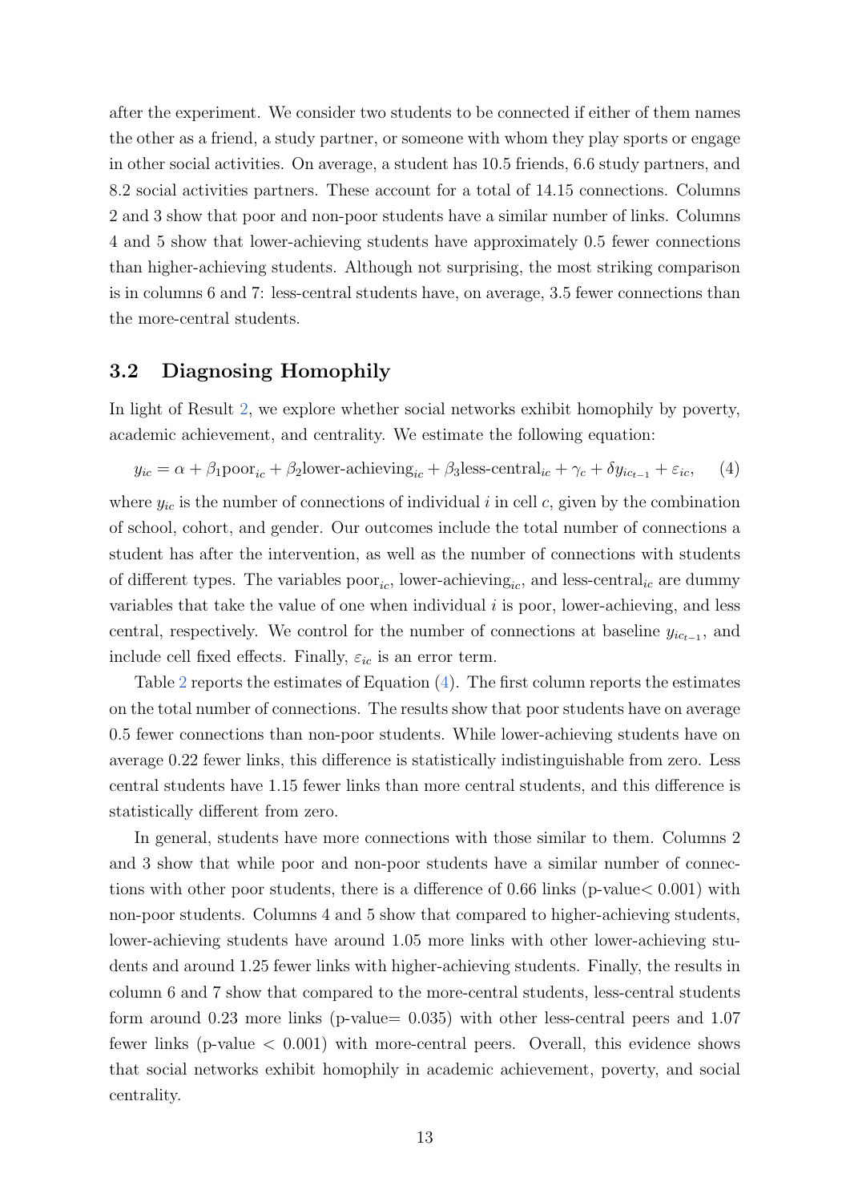after the experiment. We consider two students to be connected if either of them names the other as a friend, a study partner, or someone with whom they play sports or engage in other social activities. On average, a student has 10.5 friends, 6.6 study partners, and 8.2 social activities partners. These account for a total of 14.15 connections. Columns 2 and 3 show that poor and non-poor students have a similar number of links. Columns 4 and 5 show that lower-achieving students have approximately 0.5 fewer connections than higher-achieving students. Although not surprising, the most striking comparison is in columns 6 and 7: less-central students have, on average, 3.5 fewer connections than the more-central students.

## 3.2 Diagnosing Homophily

In light of Result 2, we explore whether social networks exhibit homophily by poverty, academic achievement, and centrality. We estimate the following equation:

$$y_{ic} = \alpha + \beta_1 \text{poor}_{ic} + \beta_2 \text{lower-achieving}_{ic} + \beta_3 \text{less-central}_{ic} + \gamma_c + \delta y_{ic_{t-1}} + \varepsilon_{ic}, \quad (4)$$

where $y_{ic}$ is the number of connections of individual $i$ in cell $c$, given by the combination of school, cohort, and gender. Our outcomes include the total number of connections a student has after the intervention, as well as the number of connections with students of different types. The variables $\text{poor}_{ic}$, $\text{lower-achieving}_{ic}$, and $\text{less-central}_{ic}$ are dummy variables that take the value of one when individual $i$ is poor, lower-achieving, and less central, respectively. We control for the number of connections at baseline $y_{ic_{t-1}}$, and include cell fixed effects. Finally, $\varepsilon_{ic}$ is an error term.

Table 2 reports the estimates of Equation (4). The first column reports the estimates on the total number of connections. The results show that poor students have on average 0.5 fewer connections than non-poor students. While lower-achieving students have on average 0.22 fewer links, this difference is statistically indistinguishable from zero. Less central students have 1.15 fewer links than more central students, and this difference is statistically different from zero.

In general, students have more connections with those similar to them. Columns 2 and 3 show that while poor and non-poor students have a similar number of connections with other poor students, there is a difference of 0.66 links (p-value$< 0.001$) with non-poor students. Columns 4 and 5 show that compared to higher-achieving students, lower-achieving students have around 1.05 more links with other lower-achieving students and around 1.25 fewer links with higher-achieving students. Finally, the results in column 6 and 7 show that compared to the more-central students, less-central students form around 0.23 more links (p-value$= 0.035$) with other less-central peers and 1.07 fewer links (p-value $< 0.001$) with more-central peers. Overall, this evidence shows that social networks exhibit homophily in academic achievement, poverty, and social centrality.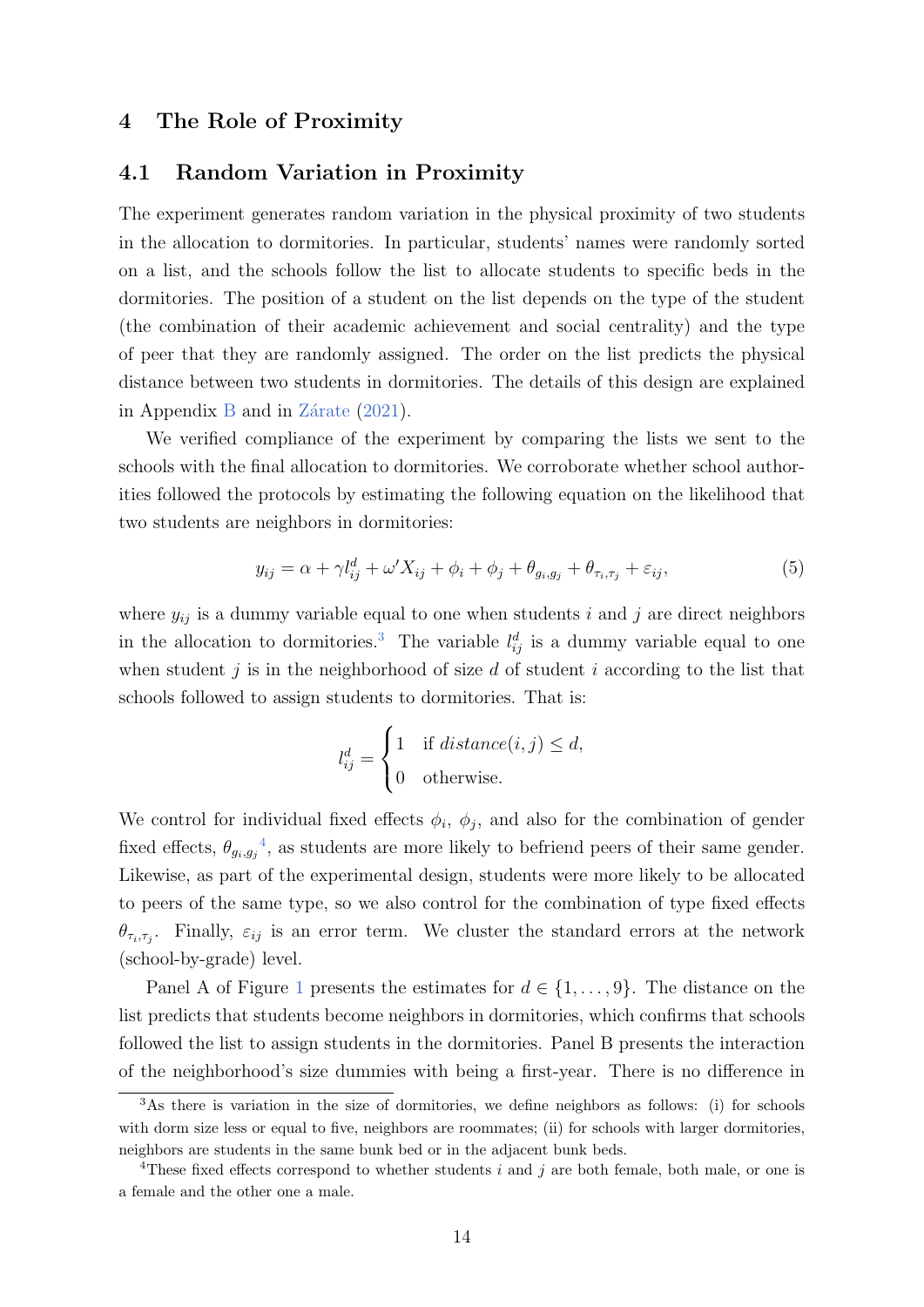## 4 The Role of Proximity

### 4.1 Random Variation in Proximity

The experiment generates random variation in the physical proximity of two students in the allocation to dormitories. In particular, students' names were randomly sorted on a list, and the schools follow the list to allocate students to specific beds in the dormitories. The position of a student on the list depends on the type of the student (the combination of their academic achievement and social centrality) and the type of peer that they are randomly assigned. The order on the list predicts the physical distance between two students in dormitories. The details of this design are explained in Appendix B and in Zárate (2021).

We verified compliance of the experiment by comparing the lists we sent to the schools with the final allocation to dormitories. We corroborate whether school authorities followed the protocols by estimating the following equation on the likelihood that two students are neighbors in dormitories:

$$y_{ij} = \alpha + \gamma l_{ij}^d + \omega' X_{ij} + \phi_i + \phi_j + \theta_{g_i,g_j} + \theta_{\tau_i,\tau_j} + \varepsilon_{ij}, \tag{5}$$

where $y_{ij}$ is a dummy variable equal to one when students $i$ and $j$ are direct neighbors in the allocation to dormitories.[3] The variable $l_{ij}^d$ is a dummy variable equal to one when student $j$ is in the neighborhood of size $d$ of student $i$ according to the list that schools followed to assign students to dormitories. That is:

$$l_{ij}^d = \begin{cases} 1 & \text{if } distance(i,j) \leq d, \\ 0 & \text{otherwise.} \end{cases}$$

We control for individual fixed effects $\phi_i$, $\phi_j$, and also for the combination of gender fixed effects, $\theta_{g_i,g_j}$[4], as students are more likely to befriend peers of their same gender. Likewise, as part of the experimental design, students were more likely to be allocated to peers of the same type, so we also control for the combination of type fixed effects $\theta_{\tau_i,\tau_j}$. Finally, $\varepsilon_{ij}$ is an error term. We cluster the standard errors at the network (school-by-grade) level.

Panel A of Figure 1 presents the estimates for $d \in \{1, \dots, 9\}$. The distance on the list predicts that students become neighbors in dormitories, which confirms that schools followed the list to assign students in the dormitories. Panel B presents the interaction of the neighborhood's size dummies with being a first-year. There is no difference in

[3] As there is variation in the size of dormitories, we define neighbors as follows: (i) for schools with dorm size less or equal to five, neighbors are roommates; (ii) for schools with larger dormitories, neighbors are students in the same bunk bed or in the adjacent bunk beds.

[4] These fixed effects correspond to whether students $i$ and $j$ are both female, both male, or one is a female and the other one a male.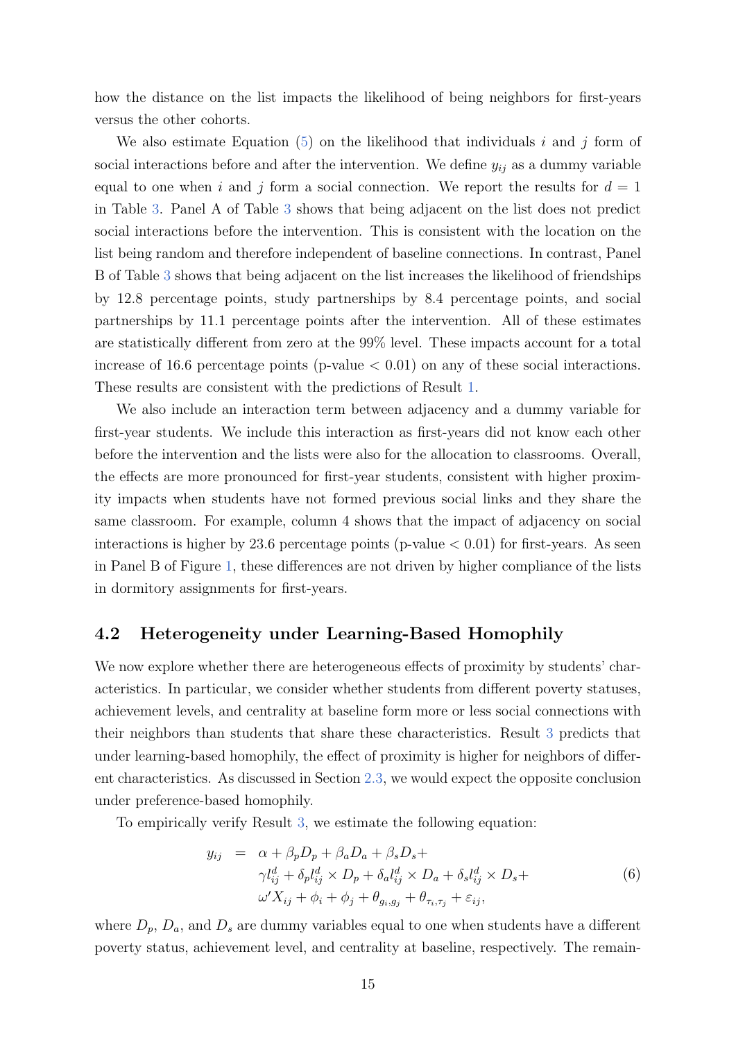how the distance on the list impacts the likelihood of being neighbors for first-years versus the other cohorts.

We also estimate Equation (5) on the likelihood that individuals $i$ and $j$ form of social interactions before and after the intervention. We define $y_{ij}$ as a dummy variable equal to one when $i$ and $j$ form a social connection. We report the results for $d = 1$ in Table 3. Panel A of Table 3 shows that being adjacent on the list does not predict social interactions before the intervention. This is consistent with the location on the list being random and therefore independent of baseline connections. In contrast, Panel B of Table 3 shows that being adjacent on the list increases the likelihood of friendships by 12.8 percentage points, study partnerships by 8.4 percentage points, and social partnerships by 11.1 percentage points after the intervention. All of these estimates are statistically different from zero at the 99% level. These impacts account for a total increase of 16.6 percentage points (p-value $< 0.01$) on any of these social interactions. These results are consistent with the predictions of Result 1.

We also include an interaction term between adjacency and a dummy variable for first-year students. We include this interaction as first-years did not know each other before the intervention and the lists were also for the allocation to classrooms. Overall, the effects are more pronounced for first-year students, consistent with higher proximity impacts when students have not formed previous social links and they share the same classroom. For example, column 4 shows that the impact of adjacency on social interactions is higher by 23.6 percentage points (p-value $< 0.01$) for first-years. As seen in Panel B of Figure 1, these differences are not driven by higher compliance of the lists in dormitory assignments for first-years.

## 4.2 Heterogeneity under Learning-Based Homophily

We now explore whether there are heterogeneous effects of proximity by students' characteristics. In particular, we consider whether students from different poverty statuses, achievement levels, and centrality at baseline form more or less social connections with their neighbors than students that share these characteristics. Result 3 predicts that under learning-based homophily, the effect of proximity is higher for neighbors of different characteristics. As discussed in Section 2.3, we would expect the opposite conclusion under preference-based homophily.

To empirically verify Result 3, we estimate the following equation:

$$
\begin{aligned}
y_{ij} \;=\;& \alpha + \beta_p D_p + \beta_a D_a + \beta_s D_s + \\
& \gamma l_{ij}^d + \delta_p l_{ij}^d \times D_p + \delta_a l_{ij}^d \times D_a + \delta_s l_{ij}^d \times D_s + \\
& \omega' X_{ij} + \phi_i + \phi_j + \theta_{g_i, g_j} + \theta_{\tau_i, \tau_j} + \varepsilon_{ij},
\end{aligned}
\tag{6}
$$

where $D_p$, $D_a$, and $D_s$ are dummy variables equal to one when students have a different poverty status, achievement level, and centrality at baseline, respectively. The remain-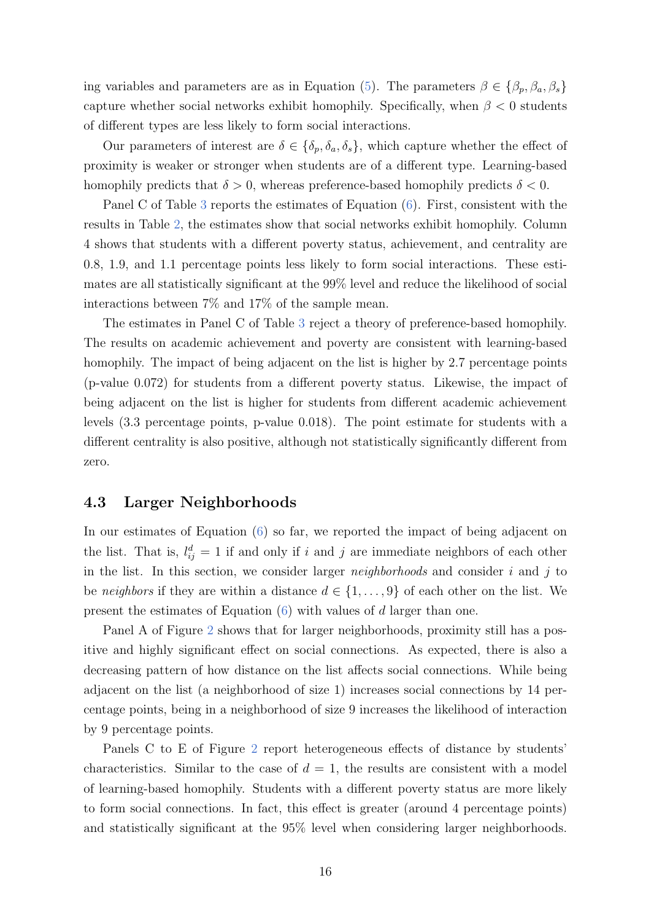ing variables and parameters are as in Equation (5). The parameters $\beta \in \{\beta_p, \beta_a, \beta_s\}$ capture whether social networks exhibit homophily. Specifically, when $\beta < 0$ students of different types are less likely to form social interactions.

Our parameters of interest are $\delta \in \{\delta_p, \delta_a, \delta_s\}$, which capture whether the effect of proximity is weaker or stronger when students are of a different type. Learning-based homophily predicts that $\delta > 0$, whereas preference-based homophily predicts $\delta < 0$.

Panel C of Table 3 reports the estimates of Equation (6). First, consistent with the results in Table 2, the estimates show that social networks exhibit homophily. Column 4 shows that students with a different poverty status, achievement, and centrality are 0.8, 1.9, and 1.1 percentage points less likely to form social interactions. These estimates are all statistically significant at the 99% level and reduce the likelihood of social interactions between 7% and 17% of the sample mean.

The estimates in Panel C of Table 3 reject a theory of preference-based homophily. The results on academic achievement and poverty are consistent with learning-based homophily. The impact of being adjacent on the list is higher by 2.7 percentage points (p-value 0.072) for students from a different poverty status. Likewise, the impact of being adjacent on the list is higher for students from different academic achievement levels (3.3 percentage points, p-value 0.018). The point estimate for students with a different centrality is also positive, although not statistically significantly different from zero.

### 4.3 Larger Neighborhoods

In our estimates of Equation (6) so far, we reported the impact of being adjacent on the list. That is, $l_{ij}^d = 1$ if and only if $i$ and $j$ are immediate neighbors of each other in the list. In this section, we consider larger *neighborhoods* and consider $i$ and $j$ to be *neighbors* if they are within a distance $d \in \{1, \dots, 9\}$ of each other on the list. We present the estimates of Equation (6) with values of $d$ larger than one.

Panel A of Figure 2 shows that for larger neighborhoods, proximity still has a positive and highly significant effect on social connections. As expected, there is also a decreasing pattern of how distance on the list affects social connections. While being adjacent on the list (a neighborhood of size 1) increases social connections by 14 percentage points, being in a neighborhood of size 9 increases the likelihood of interaction by 9 percentage points.

Panels C to E of Figure 2 report heterogeneous effects of distance by students' characteristics. Similar to the case of $d = 1$, the results are consistent with a model of learning-based homophily. Students with a different poverty status are more likely to form social connections. In fact, this effect is greater (around 4 percentage points) and statistically significant at the 95% level when considering larger neighborhoods.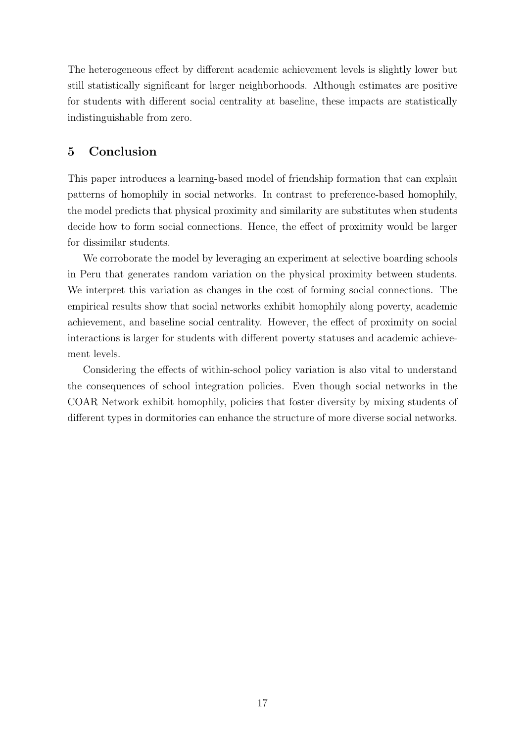The heterogeneous effect by different academic achievement levels is slightly lower but still statistically significant for larger neighborhoods. Although estimates are positive for students with different social centrality at baseline, these impacts are statistically indistinguishable from zero.

## 5 Conclusion

This paper introduces a learning-based model of friendship formation that can explain patterns of homophily in social networks. In contrast to preference-based homophily, the model predicts that physical proximity and similarity are substitutes when students decide how to form social connections. Hence, the effect of proximity would be larger for dissimilar students.

We corroborate the model by leveraging an experiment at selective boarding schools in Peru that generates random variation on the physical proximity between students. We interpret this variation as changes in the cost of forming social connections. The empirical results show that social networks exhibit homophily along poverty, academic achievement, and baseline social centrality. However, the effect of proximity on social interactions is larger for students with different poverty statuses and academic achievement levels.

Considering the effects of within-school policy variation is also vital to understand the consequences of school integration policies. Even though social networks in the COAR Network exhibit homophily, policies that foster diversity by mixing students of different types in dormitories can enhance the structure of more diverse social networks.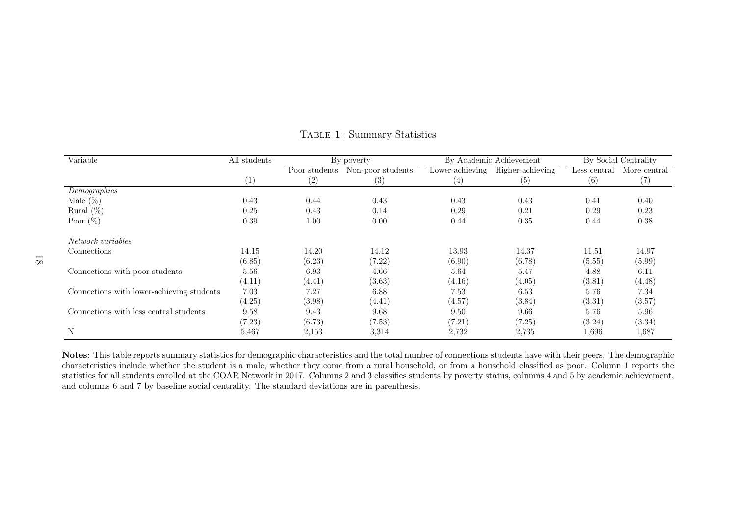Table 1: Summary Statistics

| Variable | All students | By poverty | | By Academic Achievement | | By Social Centrality | |
|---|---|---|---|---|---|---|---|
| | | Poor students | Non-poor students | Lower-achieving | Higher-achieving | Less central | More central |
| | (1) | (2) | (3) | (4) | (5) | (6) | (7) |
| *Demographics* | | | | | | | |
| Male (%) | 0.43 | 0.44 | 0.43 | 0.43 | 0.43 | 0.41 | 0.40 |
| Rural (%) | 0.25 | 0.43 | 0.14 | 0.29 | 0.21 | 0.29 | 0.23 |
| Poor (%) | 0.39 | 1.00 | 0.00 | 0.44 | 0.35 | 0.44 | 0.38 |
| *Network variables* | | | | | | | |
| Connections | 14.15 | 14.20 | 14.12 | 13.93 | 14.37 | 11.51 | 14.97 |
| | (6.85) | (6.23) | (7.22) | (6.90) | (6.78) | (5.55) | (5.99) |
| Connections with poor students | 5.56 | 6.93 | 4.66 | 5.64 | 5.47 | 4.88 | 6.11 |
| | (4.11) | (4.41) | (3.63) | (4.16) | (4.05) | (3.81) | (4.48) |
| Connections with lower-achieving students | 7.03 | 7.27 | 6.88 | 7.53 | 6.53 | 5.76 | 7.34 |
| | (4.25) | (3.98) | (4.41) | (4.57) | (3.84) | (3.31) | (3.57) |
| Connections with less central students | 9.58 | 9.43 | 9.68 | 9.50 | 9.66 | 5.76 | 5.96 |
| | (7.23) | (6.73) | (7.53) | (7.21) | (7.25) | (3.24) | (3.34) |
| N | 5,467 | 2,153 | 3,314 | 2,732 | 2,735 | 1,696 | 1,687 |

**Notes**: This table reports summary statistics for demographic characteristics and the total number of connections students have with their peers. The demographic characteristics include whether the student is a male, whether they come from a rural household, or from a household classified as poor. Column 1 reports the statistics for all students enrolled at the COAR Network in 2017. Columns 2 and 3 classifies students by poverty status, columns 4 and 5 by academic achievement, and columns 6 and 7 by baseline social centrality. The standard deviations are in parenthesis.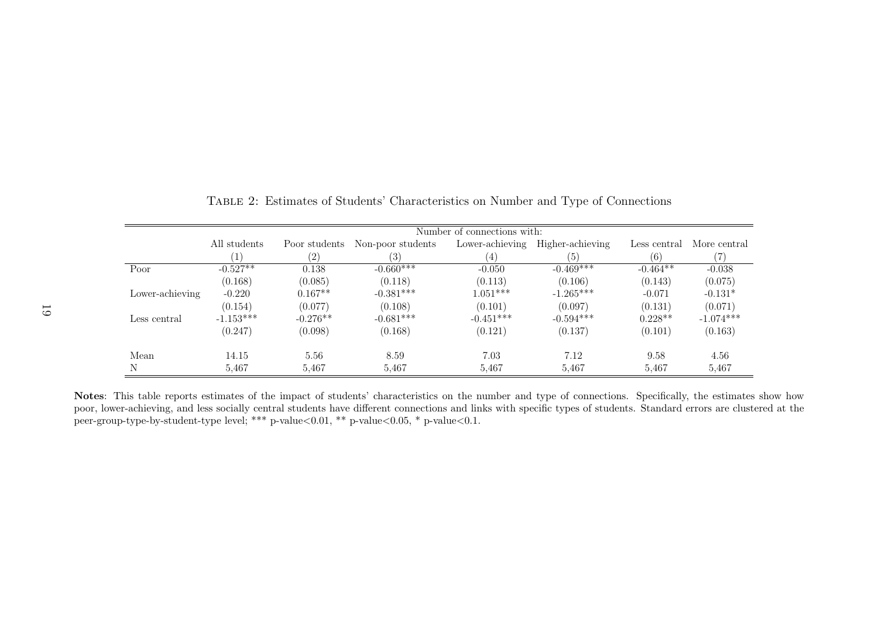Table 2: Estimates of Students' Characteristics on Number and Type of Connections

| | Number of connections with: | | | | | | |
|---|---|---|---|---|---|---|---|
| | All students | Poor students | Non-poor students | Lower-achieving | Higher-achieving | Less central | More central |
| | (1) | (2) | (3) | (4) | (5) | (6) | (7) |
| Poor | -0.527** | 0.138 | -0.660*** | -0.050 | -0.469*** | -0.464** | -0.038 |
| | (0.168) | (0.085) | (0.118) | (0.113) | (0.106) | (0.143) | (0.075) |
| Lower-achieving | -0.220 | 0.167** | -0.381*** | 1.051*** | -1.265*** | -0.071 | -0.131* |
| | (0.154) | (0.077) | (0.108) | (0.101) | (0.097) | (0.131) | (0.071) |
| Less central | -1.153*** | -0.276** | -0.681*** | -0.451*** | -0.594*** | 0.228** | -1.074*** |
| | (0.247) | (0.098) | (0.168) | (0.121) | (0.137) | (0.101) | (0.163) |
| Mean | 14.15 | 5.56 | 8.59 | 7.03 | 7.12 | 9.58 | 4.56 |
| N | 5,467 | 5,467 | 5,467 | 5,467 | 5,467 | 5,467 | 5,467 |

**Notes**: This table reports estimates of the impact of students' characteristics on the number and type of connections. Specifically, the estimates show how poor, lower-achieving, and less socially central students have different connections and links with specific types of students. Standard errors are clustered at the peer-group-type-by-student-type level; *** p-value<0.01, ** p-value<0.05, * p-value<0.1.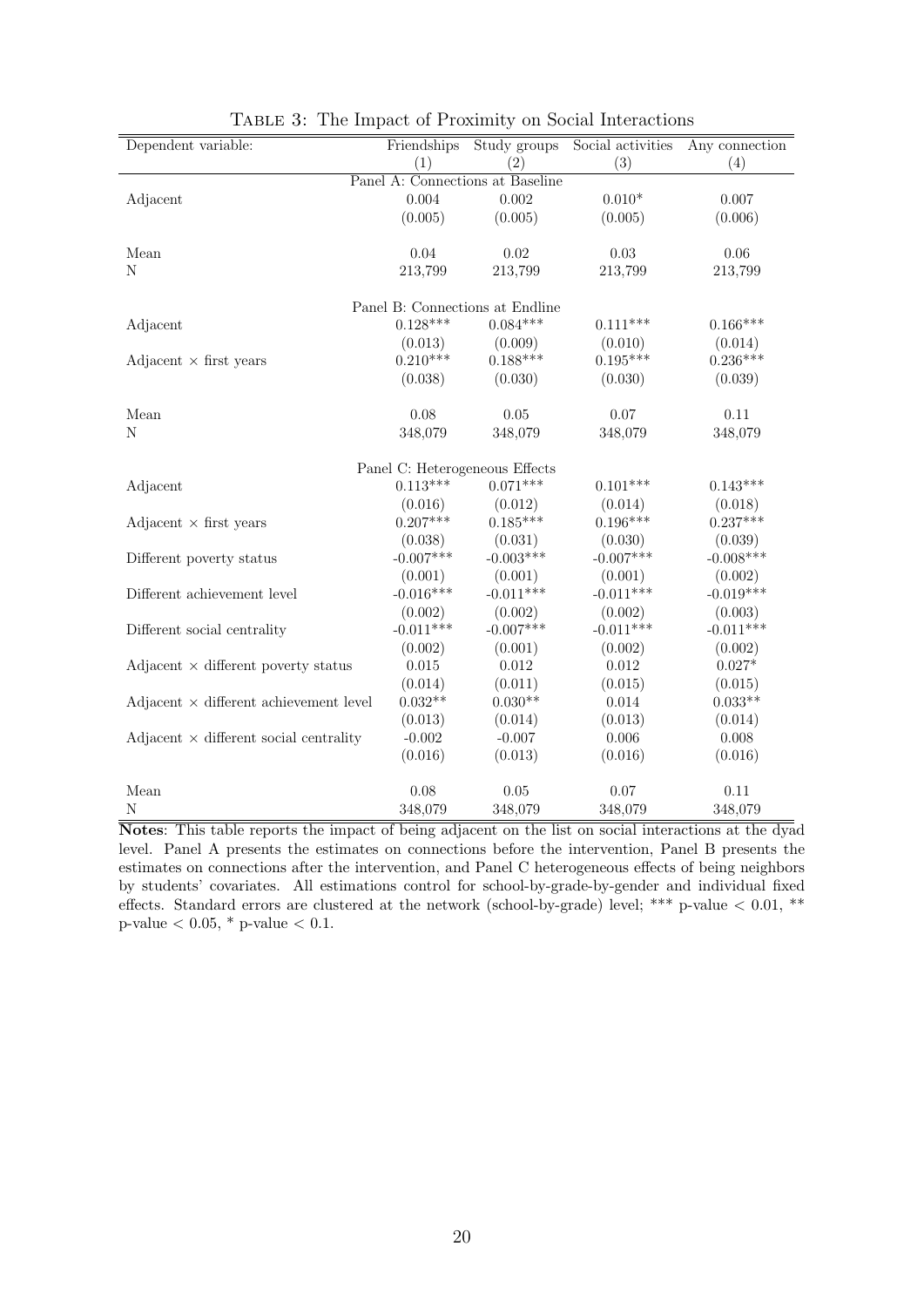Table 3: The Impact of Proximity on Social Interactions

| Dependent variable: | Friendships | Study groups | Social activities | Any connection |
|---|---|---|---|---|
| | (1) | (2) | (3) | (4) |
| **Panel A: Connections at Baseline** | | | | |
| Adjacent | 0.004 | 0.002 | 0.010* | 0.007 |
| | (0.005) | (0.005) | (0.005) | (0.006) |
| Mean | 0.04 | 0.02 | 0.03 | 0.06 |
| N | 213,799 | 213,799 | 213,799 | 213,799 |
| **Panel B: Connections at Endline** | | | | |
| Adjacent | 0.128*** | 0.084*** | 0.111*** | 0.166*** |
| | (0.013) | (0.009) | (0.010) | (0.014) |
| Adjacent × first years | 0.210*** | 0.188*** | 0.195*** | 0.236*** |
| | (0.038) | (0.030) | (0.030) | (0.039) |
| Mean | 0.08 | 0.05 | 0.07 | 0.11 |
| N | 348,079 | 348,079 | 348,079 | 348,079 |
| **Panel C: Heterogeneous Effects** | | | | |
| Adjacent | 0.113*** | 0.071*** | 0.101*** | 0.143*** |
| | (0.016) | (0.012) | (0.014) | (0.018) |
| Adjacent × first years | 0.207*** | 0.185*** | 0.196*** | 0.237*** |
| | (0.038) | (0.031) | (0.030) | (0.039) |
| Different poverty status | -0.007*** | -0.003*** | -0.007*** | -0.008*** |
| | (0.001) | (0.001) | (0.001) | (0.002) |
| Different achievement level | -0.016*** | -0.011*** | -0.011*** | -0.019*** |
| | (0.002) | (0.002) | (0.002) | (0.003) |
| Different social centrality | -0.011*** | -0.007*** | -0.011*** | -0.011*** |
| | (0.002) | (0.001) | (0.002) | (0.002) |
| Adjacent × different poverty status | 0.015 | 0.012 | 0.012 | 0.027* |
| | (0.014) | (0.011) | (0.015) | (0.015) |
| Adjacent × different achievement level | 0.032** | 0.030** | 0.014 | 0.033** |
| | (0.013) | (0.014) | (0.013) | (0.014) |
| Adjacent × different social centrality | -0.002 | -0.007 | 0.006 | 0.008 |
| | (0.016) | (0.013) | (0.016) | (0.016) |
| Mean | 0.08 | 0.05 | 0.07 | 0.11 |
| N | 348,079 | 348,079 | 348,079 | 348,079 |

**Notes**: This table reports the impact of being adjacent on the list on social interactions at the dyad level. Panel A presents the estimates on connections before the intervention, Panel B presents the estimates on connections after the intervention, and Panel C heterogeneous effects of being neighbors by students' covariates. All estimations control for school-by-grade-by-gender and individual fixed effects. Standard errors are clustered at the network (school-by-grade) level; *** p-value $< 0.01$, ** p-value $< 0.05$, * p-value $< 0.1$.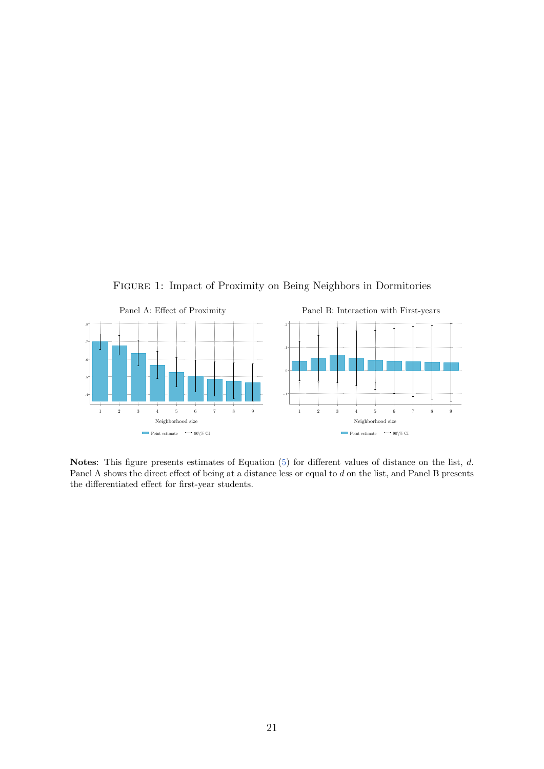FIGURE 1: Impact of Proximity on Being Neighbors in Dormitories

Panel A: Effect of Proximity

Panel B: Interaction with First-years

**Notes**: This figure presents estimates of Equation (5) for different values of distance on the list, $d$. Panel A shows the direct effect of being at a distance less or equal to $d$ on the list, and Panel B presents the differentiated effect for first-year students.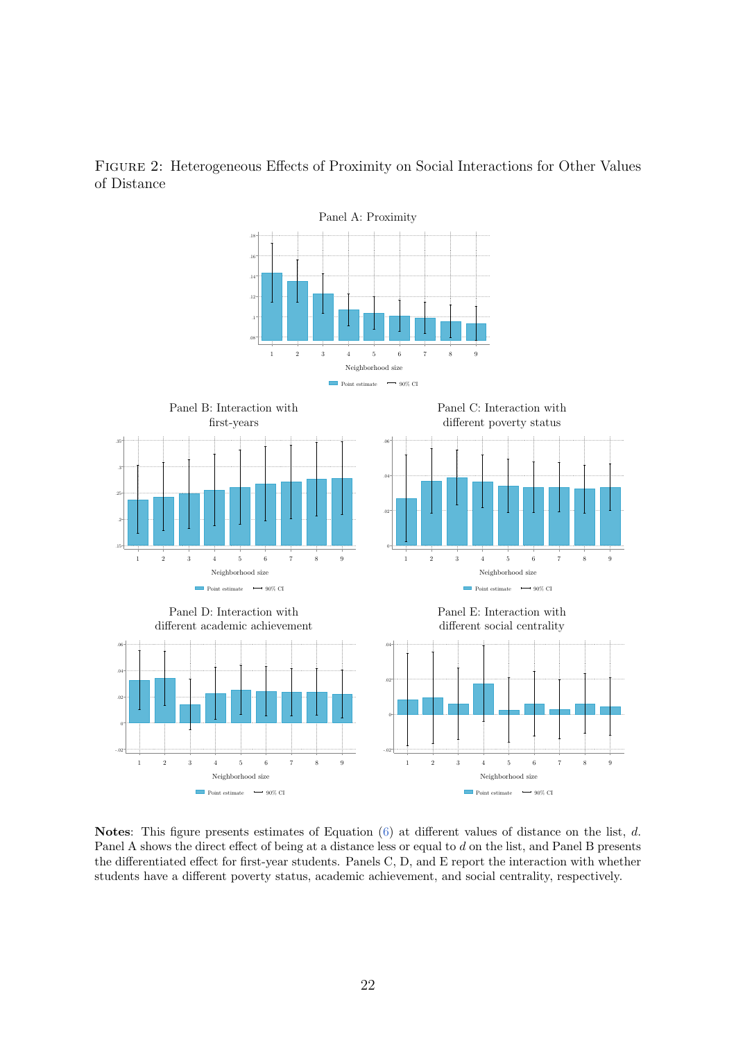Figure 2: Heterogeneous Effects of Proximity on Social Interactions for Other Values of Distance

Panel A: Proximity

Panel B: Interaction with first-years

Panel C: Interaction with different poverty status

Panel D: Interaction with different academic achievement

Panel E: Interaction with different social centrality

**Notes**: This figure presents estimates of Equation (6) at different values of distance on the list, $d$. Panel A shows the direct effect of being at a distance less or equal to $d$ on the list, and Panel B presents the differentiated effect for first-year students. Panels C, D, and E report the interaction with whether students have a different poverty status, academic achievement, and social centrality, respectively.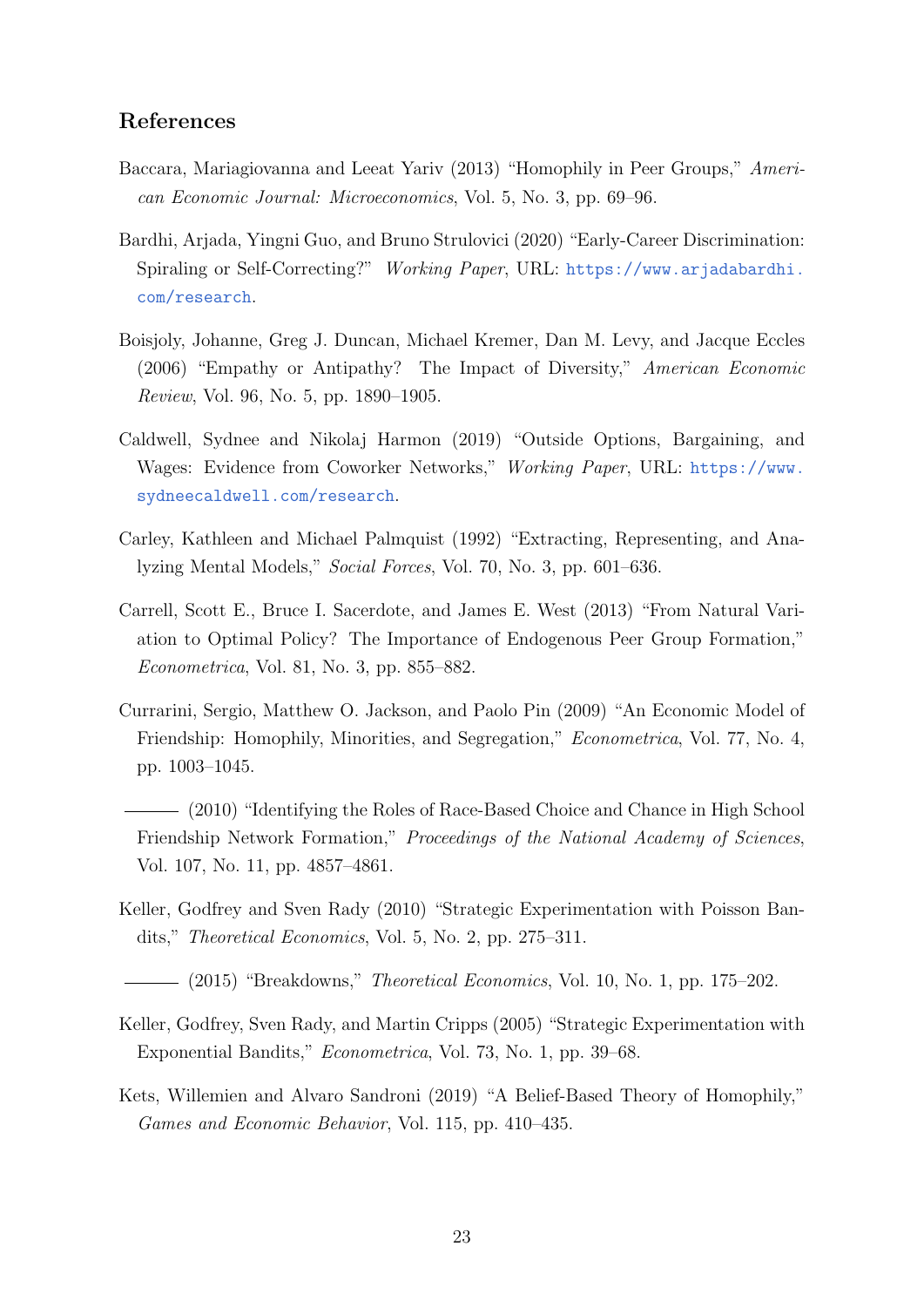## References

Baccara, Mariagiovanna and Leeat Yariv (2013) "Homophily in Peer Groups," *American Economic Journal: Microeconomics*, Vol. 5, No. 3, pp. 69–96.

Bardhi, Arjada, Yingni Guo, and Bruno Strulovici (2020) "Early-Career Discrimination: Spiraling or Self-Correcting?" *Working Paper*, URL: https://www.arjadabardhi.com/research.

Boisjoly, Johanne, Greg J. Duncan, Michael Kremer, Dan M. Levy, and Jacque Eccles (2006) "Empathy or Antipathy? The Impact of Diversity," *American Economic Review*, Vol. 96, No. 5, pp. 1890–1905.

Caldwell, Sydnee and Nikolaj Harmon (2019) "Outside Options, Bargaining, and Wages: Evidence from Coworker Networks," *Working Paper*, URL: https://www.sydneecaldwell.com/research.

Carley, Kathleen and Michael Palmquist (1992) "Extracting, Representing, and Analyzing Mental Models," *Social Forces*, Vol. 70, No. 3, pp. 601–636.

Carrell, Scott E., Bruce I. Sacerdote, and James E. West (2013) "From Natural Variation to Optimal Policy? The Importance of Endogenous Peer Group Formation," *Econometrica*, Vol. 81, No. 3, pp. 855–882.

Currarini, Sergio, Matthew O. Jackson, and Paolo Pin (2009) "An Economic Model of Friendship: Homophily, Minorities, and Segregation," *Econometrica*, Vol. 77, No. 4, pp. 1003–1045.

——— (2010) "Identifying the Roles of Race-Based Choice and Chance in High School Friendship Network Formation," *Proceedings of the National Academy of Sciences*, Vol. 107, No. 11, pp. 4857–4861.

Keller, Godfrey and Sven Rady (2010) "Strategic Experimentation with Poisson Bandits," *Theoretical Economics*, Vol. 5, No. 2, pp. 275–311.

——— (2015) "Breakdowns," *Theoretical Economics*, Vol. 10, No. 1, pp. 175–202.

Keller, Godfrey, Sven Rady, and Martin Cripps (2005) "Strategic Experimentation with Exponential Bandits," *Econometrica*, Vol. 73, No. 1, pp. 39–68.

Kets, Willemien and Alvaro Sandroni (2019) "A Belief-Based Theory of Homophily," *Games and Economic Behavior*, Vol. 115, pp. 410–435.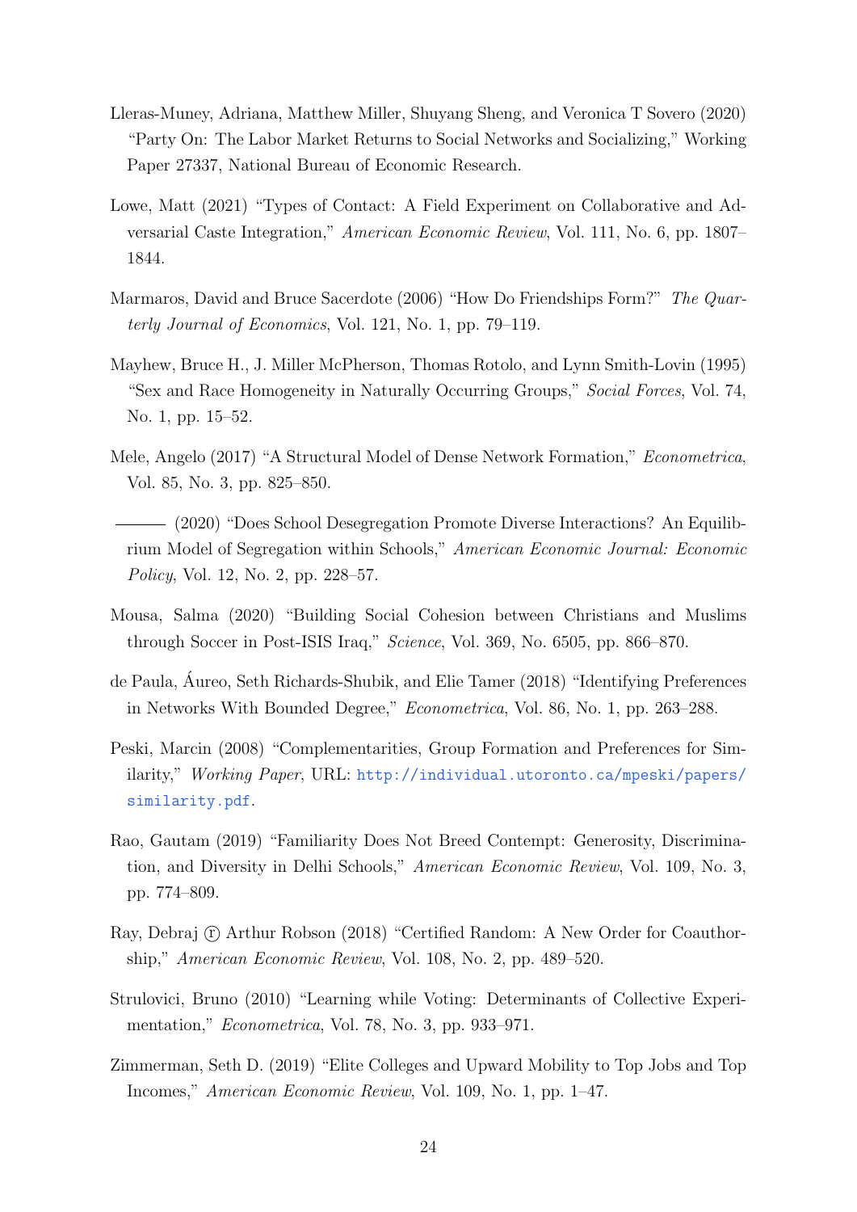Lleras-Muney, Adriana, Matthew Miller, Shuyang Sheng, and Veronica T Sovero (2020) "Party On: The Labor Market Returns to Social Networks and Socializing," Working Paper 27337, National Bureau of Economic Research.

Lowe, Matt (2021) "Types of Contact: A Field Experiment on Collaborative and Adversarial Caste Integration," *American Economic Review*, Vol. 111, No. 6, pp. 1807–1844.

Marmaros, David and Bruce Sacerdote (2006) "How Do Friendships Form?" *The Quarterly Journal of Economics*, Vol. 121, No. 1, pp. 79–119.

Mayhew, Bruce H., J. Miller McPherson, Thomas Rotolo, and Lynn Smith-Lovin (1995) "Sex and Race Homogeneity in Naturally Occurring Groups," *Social Forces*, Vol. 74, No. 1, pp. 15–52.

Mele, Angelo (2017) "A Structural Model of Dense Network Formation," *Econometrica*, Vol. 85, No. 3, pp. 825–850.

——— (2020) "Does School Desegregation Promote Diverse Interactions? An Equilibrium Model of Segregation within Schools," *American Economic Journal: Economic Policy*, Vol. 12, No. 2, pp. 228–57.

Mousa, Salma (2020) "Building Social Cohesion between Christians and Muslims through Soccer in Post-ISIS Iraq," *Science*, Vol. 369, No. 6505, pp. 866–870.

de Paula, Áureo, Seth Richards-Shubik, and Elie Tamer (2018) "Identifying Preferences in Networks With Bounded Degree," *Econometrica*, Vol. 86, No. 1, pp. 263–288.

Peski, Marcin (2008) "Complementarities, Group Formation and Preferences for Similarity," *Working Paper*, URL: http://individual.utoronto.ca/mpeski/papers/similarity.pdf.

Rao, Gautam (2019) "Familiarity Does Not Breed Contempt: Generosity, Discrimination, and Diversity in Delhi Schools," *American Economic Review*, Vol. 109, No. 3, pp. 774–809.

Ray, Debraj ⓡ Arthur Robson (2018) "Certified Random: A New Order for Coauthorship," *American Economic Review*, Vol. 108, No. 2, pp. 489–520.

Strulovici, Bruno (2010) "Learning while Voting: Determinants of Collective Experimentation," *Econometrica*, Vol. 78, No. 3, pp. 933–971.

Zimmerman, Seth D. (2019) "Elite Colleges and Upward Mobility to Top Jobs and Top Incomes," *American Economic Review*, Vol. 109, No. 1, pp. 1–47.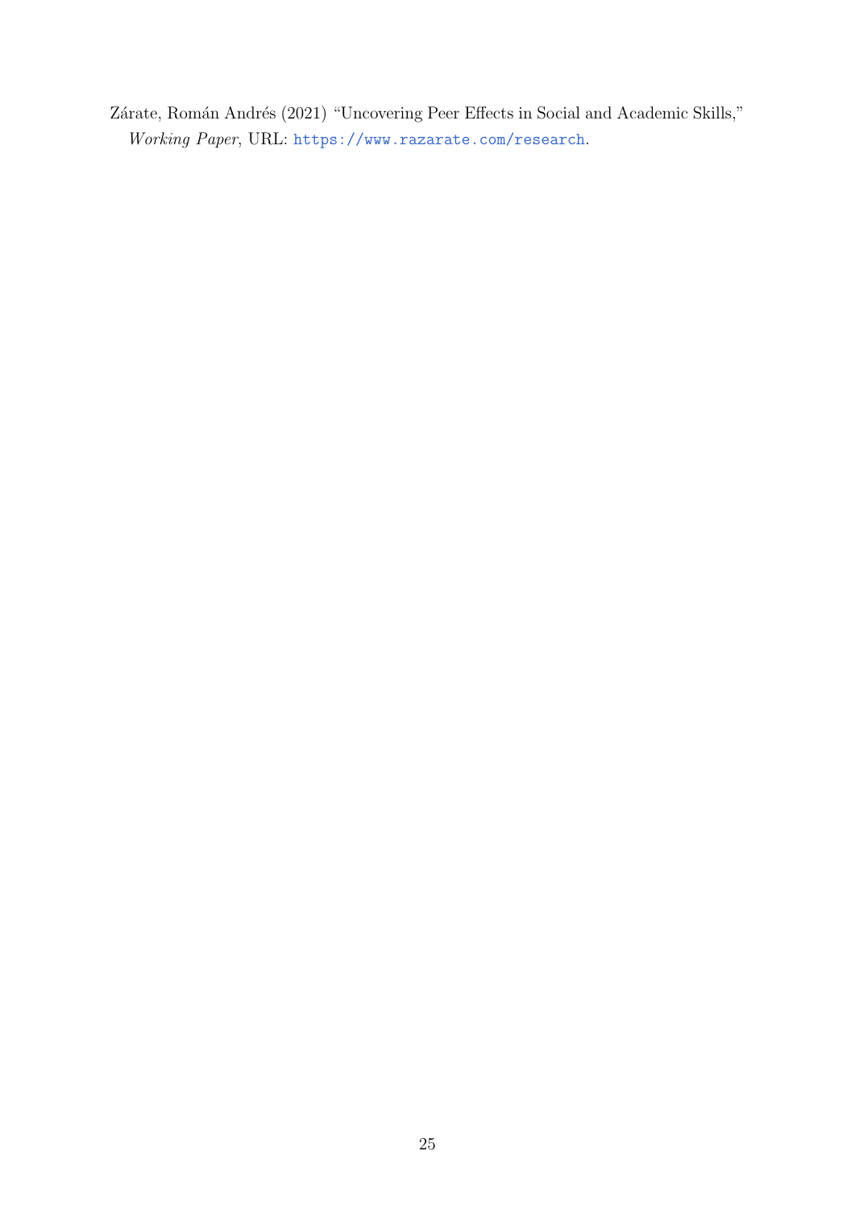Zárate, Román Andrés (2021) "Uncovering Peer Effects in Social and Academic Skills," *Working Paper*, URL: https://www.razarate.com/research.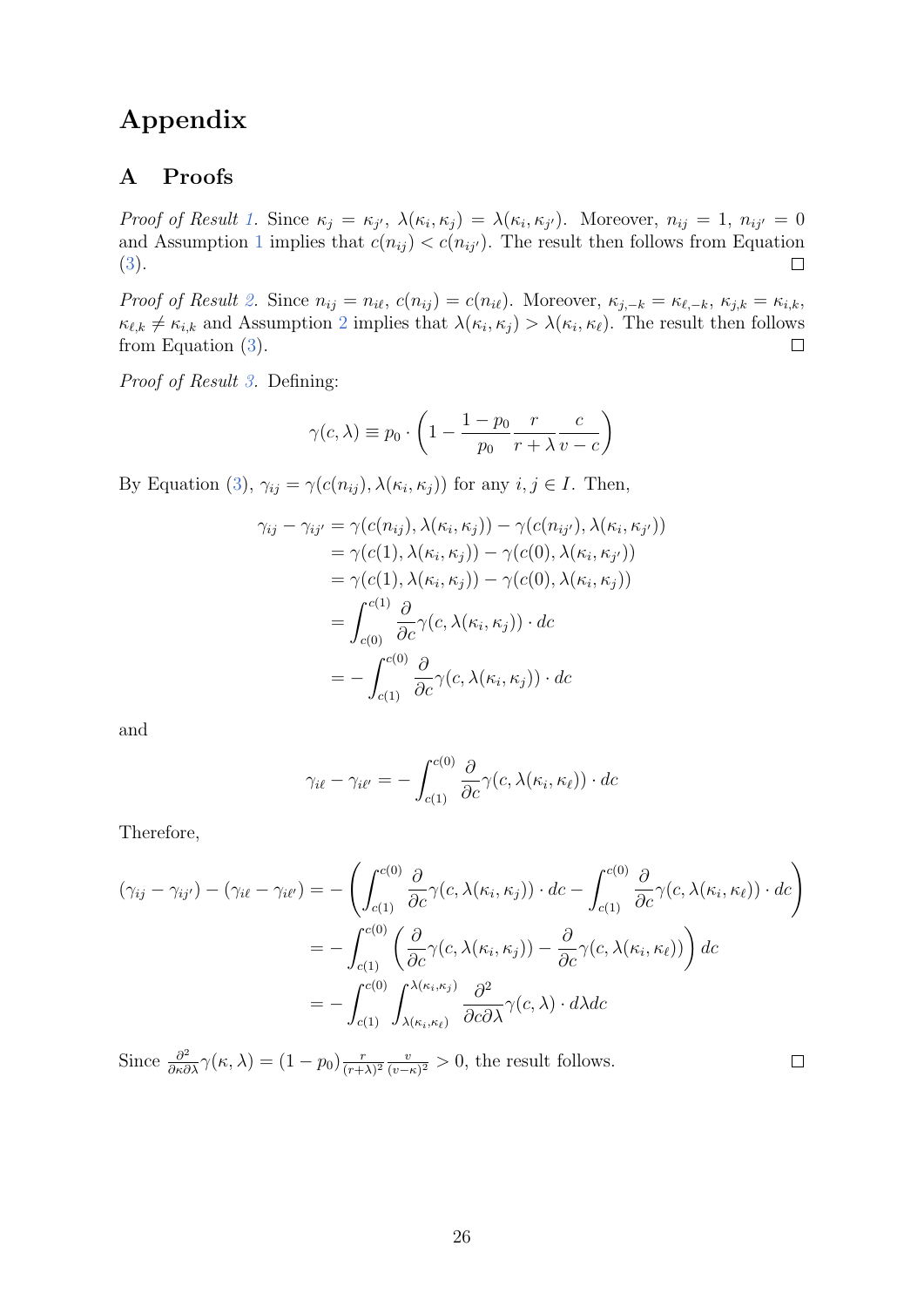# Appendix

## A Proofs

*Proof of Result 1.* Since $\kappa_j = \kappa_{j'}$, $\lambda(\kappa_i, \kappa_j) = \lambda(\kappa_i, \kappa_{j'})$. Moreover, $n_{ij} = 1$, $n_{ij'} = 0$ and Assumption 1 implies that $c(n_{ij}) < c(n_{ij'})$. The result then follows from Equation (3). □

*Proof of Result 2.* Since $n_{ij} = n_{i\ell}$, $c(n_{ij}) = c(n_{i\ell})$. Moreover, $\kappa_{j,-k} = \kappa_{\ell,-k}$, $\kappa_{j,k} = \kappa_{i,k}$, $\kappa_{\ell,k} \neq \kappa_{i,k}$ and Assumption 2 implies that $\lambda(\kappa_i, \kappa_j) > \lambda(\kappa_i, \kappa_\ell)$. The result then follows from Equation (3). □

*Proof of Result 3.* Defining:

$$\gamma(c, \lambda) \equiv p_0 \cdot \left(1 - \frac{1-p_0}{p_0}\frac{r}{r+\lambda}\frac{c}{v-c}\right)$$

By Equation (3), $\gamma_{ij} = \gamma(c(n_{ij}), \lambda(\kappa_i, \kappa_j))$ for any $i, j \in I$. Then,

$$\begin{aligned}
\gamma_{ij} - \gamma_{ij'} &= \gamma(c(n_{ij}), \lambda(\kappa_i, \kappa_j)) - \gamma(c(n_{ij'}), \lambda(\kappa_i, \kappa_{j'})) \\
&= \gamma(c(1), \lambda(\kappa_i, \kappa_j)) - \gamma(c(0), \lambda(\kappa_i, \kappa_{j'})) \\
&= \gamma(c(1), \lambda(\kappa_i, \kappa_j)) - \gamma(c(0), \lambda(\kappa_i, \kappa_j)) \\
&= \int_{c(0)}^{c(1)} \frac{\partial}{\partial c}\gamma(c, \lambda(\kappa_i, \kappa_j)) \cdot dc \\
&= -\int_{c(1)}^{c(0)} \frac{\partial}{\partial c}\gamma(c, \lambda(\kappa_i, \kappa_j)) \cdot dc
\end{aligned}$$

and

$$\gamma_{i\ell} - \gamma_{i\ell'} = -\int_{c(1)}^{c(0)} \frac{\partial}{\partial c}\gamma(c, \lambda(\kappa_i, \kappa_\ell)) \cdot dc$$

Therefore,

$$\begin{aligned}
(\gamma_{ij} - \gamma_{ij'}) - (\gamma_{i\ell} - \gamma_{i\ell'}) &= -\left(\int_{c(1)}^{c(0)} \frac{\partial}{\partial c}\gamma(c, \lambda(\kappa_i, \kappa_j)) \cdot dc - \int_{c(1)}^{c(0)} \frac{\partial}{\partial c}\gamma(c, \lambda(\kappa_i, \kappa_\ell)) \cdot dc\right) \\
&= -\int_{c(1)}^{c(0)} \left(\frac{\partial}{\partial c}\gamma(c, \lambda(\kappa_i, \kappa_j)) - \frac{\partial}{\partial c}\gamma(c, \lambda(\kappa_i, \kappa_\ell))\right) dc \\
&= -\int_{c(1)}^{c(0)} \int_{\lambda(\kappa_i, \kappa_\ell)}^{\lambda(\kappa_i, \kappa_j)} \frac{\partial^2}{\partial c \partial \lambda}\gamma(c, \lambda) \cdot d\lambda dc
\end{aligned}$$

Since $\frac{\partial^2}{\partial \kappa \partial \lambda}\gamma(\kappa, \lambda) = (1-p_0)\frac{r}{(r+\lambda)^2}\frac{v}{(v-\kappa)^2} > 0$, the result follows. □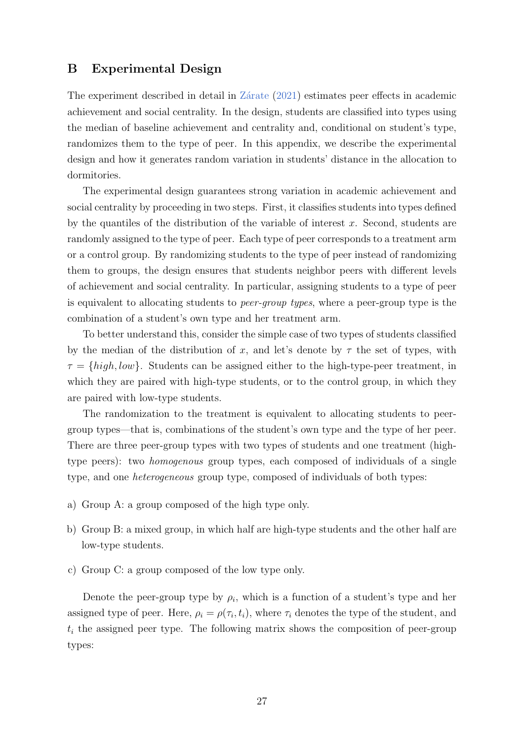## B Experimental Design

The experiment described in detail in Zárate (2021) estimates peer effects in academic achievement and social centrality. In the design, students are classified into types using the median of baseline achievement and centrality and, conditional on student's type, randomizes them to the type of peer. In this appendix, we describe the experimental design and how it generates random variation in students' distance in the allocation to dormitories.

The experimental design guarantees strong variation in academic achievement and social centrality by proceeding in two steps. First, it classifies students into types defined by the quantiles of the distribution of the variable of interest $x$. Second, students are randomly assigned to the type of peer. Each type of peer corresponds to a treatment arm or a control group. By randomizing students to the type of peer instead of randomizing them to groups, the design ensures that students neighbor peers with different levels of achievement and social centrality. In particular, assigning students to a type of peer is equivalent to allocating students to *peer-group types*, where a peer-group type is the combination of a student's own type and her treatment arm.

To better understand this, consider the simple case of two types of students classified by the median of the distribution of $x$, and let's denote by $\tau$ the set of types, with $\tau = \{high, low\}$. Students can be assigned either to the high-type-peer treatment, in which they are paired with high-type students, or to the control group, in which they are paired with low-type students.

The randomization to the treatment is equivalent to allocating students to peer-group types—that is, combinations of the student's own type and the type of her peer. There are three peer-group types with two types of students and one treatment (high-type peers): two *homogenous* group types, each composed of individuals of a single type, and one *heterogeneous* group type, composed of individuals of both types:

a) Group A: a group composed of the high type only.

b) Group B: a mixed group, in which half are high-type students and the other half are low-type students.

c) Group C: a group composed of the low type only.

Denote the peer-group type by $\rho_i$, which is a function of a student's type and her assigned type of peer. Here, $\rho_i = \rho(\tau_i, t_i)$, where $\tau_i$ denotes the type of the student, and $t_i$ the assigned peer type. The following matrix shows the composition of peer-group types: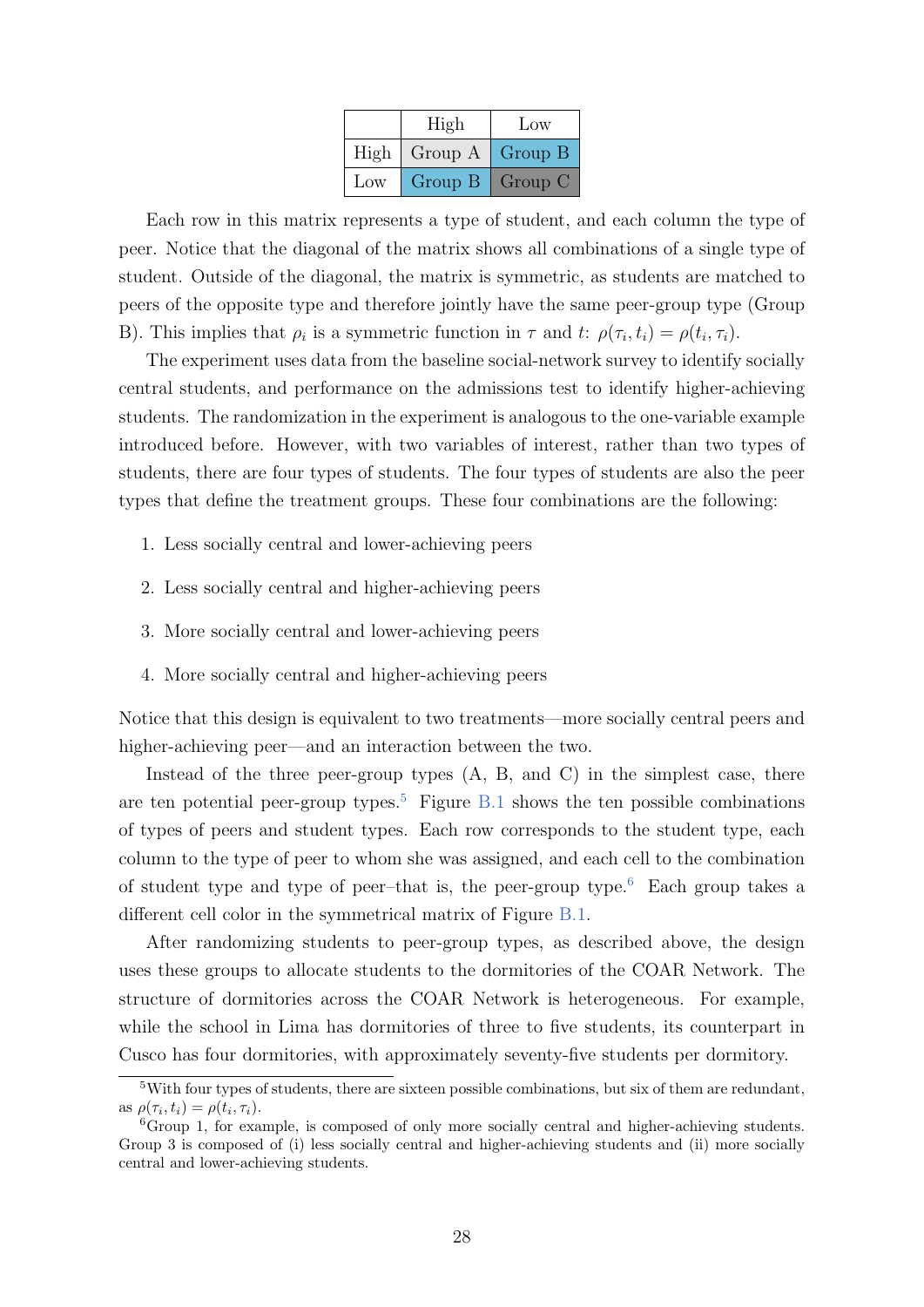|  | High | Low |
|---|---|---|
| High | Group A | Group B |
| Low | Group B | Group C |

Each row in this matrix represents a type of student, and each column the type of peer. Notice that the diagonal of the matrix shows all combinations of a single type of student. Outside of the diagonal, the matrix is symmetric, as students are matched to peers of the opposite type and therefore jointly have the same peer-group type (Group B). This implies that $\rho_i$ is a symmetric function in $\tau$ and $t$: $\rho(\tau_i, t_i) = \rho(t_i, \tau_i)$.

The experiment uses data from the baseline social-network survey to identify socially central students, and performance on the admissions test to identify higher-achieving students. The randomization in the experiment is analogous to the one-variable example introduced before. However, with two variables of interest, rather than two types of students, there are four types of students. The four types of students are also the peer types that define the treatment groups. These four combinations are the following:

1. Less socially central and lower-achieving peers
2. Less socially central and higher-achieving peers
3. More socially central and lower-achieving peers
4. More socially central and higher-achieving peers

Notice that this design is equivalent to two treatments—more socially central peers and higher-achieving peer—and an interaction between the two.

Instead of the three peer-group types (A, B, and C) in the simplest case, there are ten potential peer-group types.[5] Figure B.1 shows the ten possible combinations of types of peers and student types. Each row corresponds to the student type, each column to the type of peer to whom she was assigned, and each cell to the combination of student type and type of peer–that is, the peer-group type.[6] Each group takes a different cell color in the symmetrical matrix of Figure B.1.

After randomizing students to peer-group types, as described above, the design uses these groups to allocate students to the dormitories of the COAR Network. The structure of dormitories across the COAR Network is heterogeneous. For example, while the school in Lima has dormitories of three to five students, its counterpart in Cusco has four dormitories, with approximately seventy-five students per dormitory.

[5] With four types of students, there are sixteen possible combinations, but six of them are redundant, as $\rho(\tau_i, t_i) = \rho(t_i, \tau_i)$.

[6] Group 1, for example, is composed of only more socially central and higher-achieving students. Group 3 is composed of (i) less socially central and higher-achieving students and (ii) more socially central and lower-achieving students.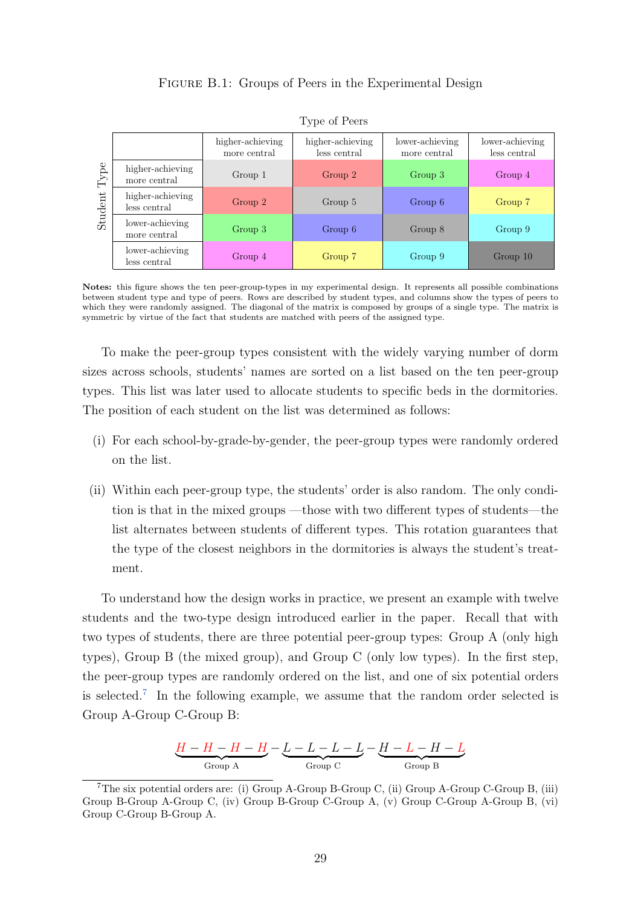Figure B.1: Groups of Peers in the Experimental Design

| Student Type \ Type of Peers | higher-achieving more central | higher-achieving less central | lower-achieving more central | lower-achieving less central |
|---|---|---|---|---|
| higher-achieving more central | Group 1 | Group 2 | Group 3 | Group 4 |
| higher-achieving less central | Group 2 | Group 5 | Group 6 | Group 7 |
| lower-achieving more central | Group 3 | Group 6 | Group 8 | Group 9 |
| lower-achieving less central | Group 4 | Group 7 | Group 9 | Group 10 |

**Notes:** this figure shows the ten peer-group-types in my experimental design. It represents all possible combinations between student type and type of peers. Rows are described by student types, and columns show the types of peers to which they were randomly assigned. The diagonal of the matrix is composed by groups of a single type. The matrix is symmetric by virtue of the fact that students are matched with peers of the assigned type.

To make the peer-group types consistent with the widely varying number of dorm sizes across schools, students' names are sorted on a list based on the ten peer-group types. This list was later used to allocate students to specific beds in the dormitories. The position of each student on the list was determined as follows:

(i) For each school-by-grade-by-gender, the peer-group types were randomly ordered on the list.

(ii) Within each peer-group type, the students' order is also random. The only condition is that in the mixed groups —those with two different types of students—the list alternates between students of different types. This rotation guarantees that the type of the closest neighbors in the dormitories is always the student's treatment.

To understand how the design works in practice, we present an example with twelve students and the two-type design introduced earlier in the paper. Recall that with two types of students, there are three potential peer-group types: Group A (only high types), Group B (the mixed group), and Group C (only low types). In the first step, the peer-group types are randomly ordered on the list, and one of six potential orders is selected.[7] In the following example, we assume that the random order selected is Group A-Group C-Group B:

$$\underbrace{H - H - H - H}_{\text{Group A}} - \underbrace{L - L - L - L}_{\text{Group C}} - \underbrace{H - L - H - L}_{\text{Group B}}$$

[7]The six potential orders are: (i) Group A-Group B-Group C, (ii) Group A-Group C-Group B, (iii) Group B-Group A-Group C, (iv) Group B-Group C-Group A, (v) Group C-Group A-Group B, (vi) Group C-Group B-Group A.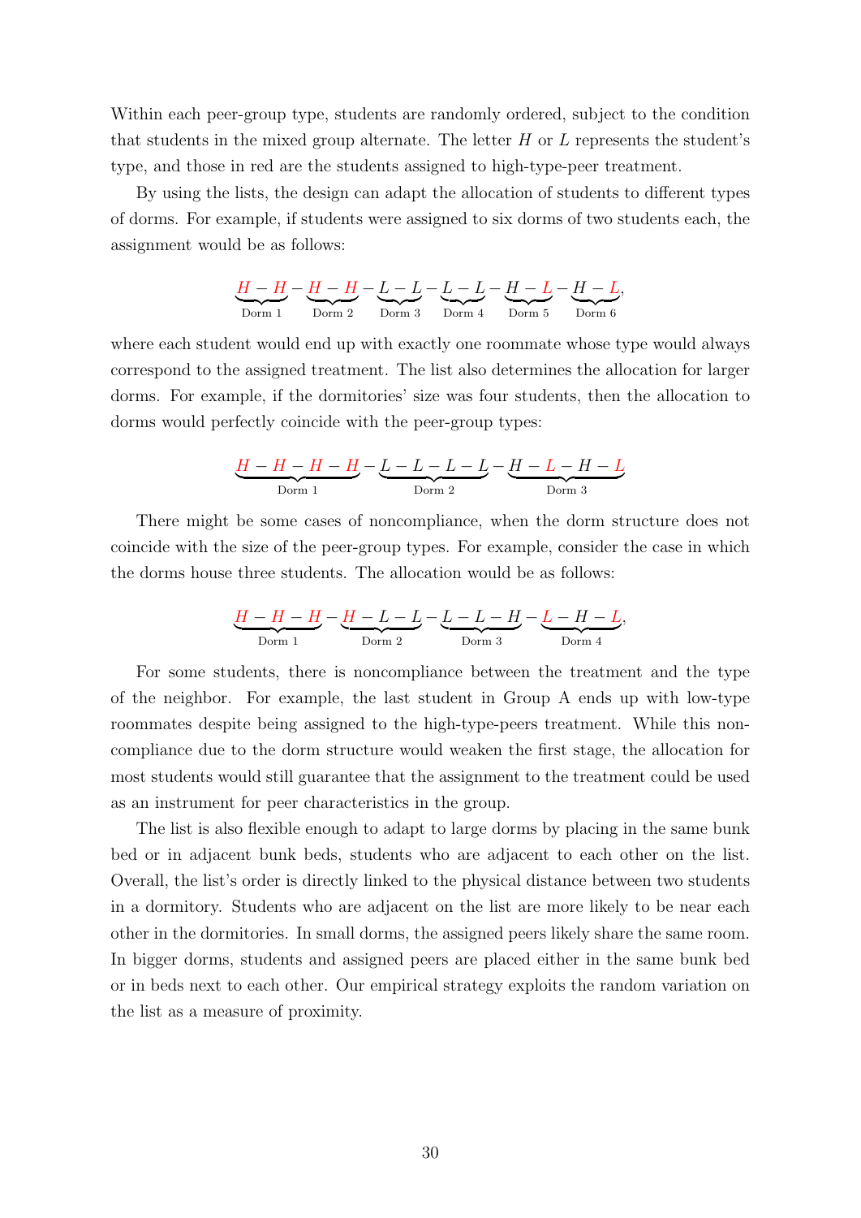Within each peer-group type, students are randomly ordered, subject to the condition that students in the mixed group alternate. The letter $H$ or $L$ represents the student's type, and those in red are the students assigned to high-type-peer treatment.

By using the lists, the design can adapt the allocation of students to different types of dorms. For example, if students were assigned to six dorms of two students each, the assignment would be as follows:

$$\underbrace{H - H}_{\text{Dorm 1}} - \underbrace{H - H}_{\text{Dorm 2}} - \underbrace{L - L}_{\text{Dorm 3}} - \underbrace{L - L}_{\text{Dorm 4}} - \underbrace{H - L}_{\text{Dorm 5}} - \underbrace{H - L}_{\text{Dorm 6}},$$

where each student would end up with exactly one roommate whose type would always correspond to the assigned treatment. The list also determines the allocation for larger dorms. For example, if the dormitories' size was four students, then the allocation to dorms would perfectly coincide with the peer-group types:

$$\underbrace{H - H - H - H}_{\text{Dorm 1}} - \underbrace{L - L - L - L}_{\text{Dorm 2}} - \underbrace{H - L - H - L}_{\text{Dorm 3}}$$

There might be some cases of noncompliance, when the dorm structure does not coincide with the size of the peer-group types. For example, consider the case in which the dorms house three students. The allocation would be as follows:

$$\underbrace{H - H - H}_{\text{Dorm 1}} - \underbrace{H - L - L}_{\text{Dorm 2}} - \underbrace{L - L - H}_{\text{Dorm 3}} - \underbrace{L - H - L}_{\text{Dorm 4}},$$

For some students, there is noncompliance between the treatment and the type of the neighbor. For example, the last student in Group A ends up with low-type roommates despite being assigned to the high-type-peers treatment. While this noncompliance due to the dorm structure would weaken the first stage, the allocation for most students would still guarantee that the assignment to the treatment could be used as an instrument for peer characteristics in the group.

The list is also flexible enough to adapt to large dorms by placing in the same bunk bed or in adjacent bunk beds, students who are adjacent to each other on the list. Overall, the list's order is directly linked to the physical distance between two students in a dormitory. Students who are adjacent on the list are more likely to be near each other in the dormitories. In small dorms, the assigned peers likely share the same room. In bigger dorms, students and assigned peers are placed either in the same bunk bed or in beds next to each other. Our empirical strategy exploits the random variation on the list as a measure of proximity.